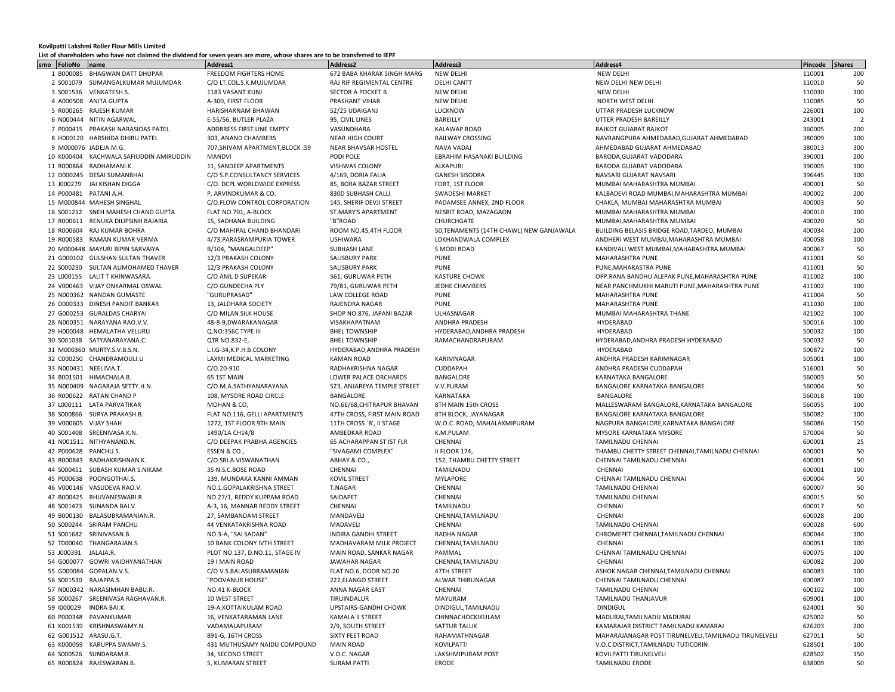**Kovilpatti Lakshmi Roller Flour Mills Limited**

**List of shareholders who have not claimed the dividend for seven years are more, whose shares are to be transferred to IEPF**

| srno | FolioNo | name | Address1 | Address2 | Address3 | Address4 | Pincode | Shares |
|---|---|---|---|---|---|---|---|---|
| 1 | B000085 | BHAGWAN DATT DHUPAR | FREEDOM FIGHTERS HOME | 672 BABA KHARAK SINGH MARG | NEW DELHI | NEW DELHI | 110001 | 200 |
| 2 | S001079 | SUMANGALKUMAR MUJUMDAR | C/O LT.COL.S.K.MUJUMDAR | RAJ RIF REGIMENTAL CENTRE | DELHI CANTT | NEW DELHI NEW DELHI | 110010 | 50 |
| 3 | S001536 | VENKATESH.S. | 1183 VASANT KUNJ | SECTOR A POCKET B | NEW DELHI | NEW DELHI | 110030 | 100 |
| 4 | A000508 | ANITA GUPTA | A-300, FIRST FLOOR | PRASHANT VIHAR | NEW DELHI | NORTH WEST DELHI | 110085 | 50 |
| 5 | R000265 | RAJESH KUMAR | HARISHARNAM BHAWAN | 52/25 UDAIGANJ | LUCKNOW | UTTAR PRADESH LUCKNOW | 226001 | 100 |
| 6 | N000444 | NITIN AGARWAL | E-55/56, BUTLER PLAZA | 95, CIVIL LINES | BAREILLY | UTTER PRADESH BAREILLY | 243001 | 2 |
| 7 | P000415 | PRAKASH NARASIOAS PATEL | ADDRRESS FIRST LINE EMPTY | VASUNDHARA | KALAWAP ROAD | RAJKOT GUJARAT RAJKOT | 360005 | 200 |
| 8 | H000120 | HARSHIDA DHIRU PATEL | 303, ANAND CHAMBERS | NEAR HIGH COURT | RAILWAY CROSSING | NAVRANGPURA AHMEDABAD,GUJARAT AHMEDABAD | 380009 | 100 |
| 9 | M000076 | JADEJA.M.G. | 707,SHIVAM APARTMENT,BLOCK :59 | NEAR BHAVSAR HOSTEL | NAVA VADAJ | AHMEDABAD GUJARAT AHMEDABAD | 380013 | 300 |
| 10 | K000404 | KACHWALA SAFIUDDIN AMIRUDDIN | MANDVI | PODI POLE | EBRAHIM HASANAKI BUILDING | BARODA,GUJARAT VADODARA | 390001 | 200 |
| 11 | R000864 | RADHAMANI.K. | 11, SANDEEP APARTMENTS | VISHWAS COLONY | ALKAPURI | BARODA GUJARAT VADODARA | 390005 | 100 |
| 12 | D000245 | DESAI SUMANBHAI | C/O S.P.CONSULTANCY SERVICES | 4/169, DORIA FALIA | GANESH SISODRA | NAVSARI GUJARAT NAVSARI | 396445 | 100 |
| 13 | J000279 | JAI KISHAN DIGGA | C/O. DCPL WORLDWIDE EXPRESS | 85, BORA BAZAR STREET | FORT, 1ST FLOOR | MUMBAI MAHARASHTRA MUMBAI | 400001 | 50 |
| 14 | P000481 | PATANI A.H. | P. ARVINDKUMAR & CO. | 830D SUBHASH CALLI | SWADESHI MARKET | KALBADEVI ROAD MUMBAI,MAHARASHTRA MUMBAI | 400002 | 200 |
| 15 | M000844 | MAHESH SINGHAL | C/O.FLOW CONTROL CORPORATION | 145, SHERIF DEVJI STREET | PADAMSEE ANNEX, 2ND FLOOR | CHAKLA, MUMBAI MAHARASHTRA MUMBAI | 400003 | 50 |
| 16 | S001212 | SNEH MAHESH CHAND GUPTA | FLAT NO.701, A-BLOCK | ST.MARY'S APARTMENT | NESBIT ROAD, MAZAGAON | MUMBAI MAHARASHTRA MUMBAI | 400010 | 100 |
| 17 | R000611 | RENUKA DILIPSINH BAJARIA | 15, SADHANA BUILDING | "B"ROAD | CHURCHGATE | MUMBAI,MAHARASHTRA MUMBAI | 400020 | 50 |
| 18 | R000604 | RAJ KUMAR BOHRA | C/O MAHIPAL CHAND BHANDARI | ROOM NO.45,4TH FLOOR | 50,TENAMENTS (14TH CHAWL) NEW GANJAWALA | BUILDING BELASIS BRIDGE ROAD,TARDEO, MUMBAI | 400034 | 200 |
| 19 | R000583 | RAMAN KUMAR VERMA | 4/73,PARASRAMPURIA TOWER | USHIWARA | LOKHANDWALA COMPLEX | ANDHERI WEST MUMBAI,MAHARASHTRA MUMBAI | 400058 | 100 |
| 20 | M000448 | MAYURI BIPIN SARVAIYA | B/104, "MANGALDEEP" | SUBHASH LANE | S MODI ROAD | KANDIVALI WEST MUMBAI,MAHARASHTRA MUMBAI | 400067 | 50 |
| 21 | G000102 | GULSHAN SULTAN THAVER | 12/3 PRAKASH COLONY | SALISBURY PARK | PUNE | MAHARASHTRA PUNE | 411001 | 50 |
| 22 | S000230 | SULTAN ALIMOHAMED THAVER | 12/3 PRAKASH COLONY | SALISBURY PARK | PUNE | PUNE,MAHARASTRA PUNE | 411001 | 50 |
| 23 | L000155 | LALIT T KHINWASARA | C/O ANIL D SUPEKAR | 561, GURUWAR PETH | KASTURE CHOWK | OPP.RANA BANDHU ALEPAK PUNE,MAHARASHTRA PUNE | 411002 | 100 |
| 24 | V000463 | VIJAY ONKARMAL OSWAL | C/O GUNDECHA PLY | 79/81, GURUWAR PETH | JEDHE CHAMBERS | NEAR PANCHMUKHI MARUTI PUNE,MAHARASHTRA PUNE | 411002 | 100 |
| 25 | N000362 | NANDAN GUMASTE | "GURUPRASAD" | LAW COLLEGE ROAD | PUNE | MAHARASHTRA PUNE | 411004 | 50 |
| 26 | D000333 | DINESH PANDIT BANKAR | 13, JALDHARA SOCIETY | RAJENDRA NAGAR | PUNE | MAHARASHTRA PUNE | 411030 | 100 |
| 27 | G000253 | GURALDAS CHARYAI | C/O MILAN SILK HOUSE | SHOP NO.876, JAPANI BAZAR | ULHASNAGAR | MUMBAI MAHARASHTRA THANE | 421002 | 100 |
| 28 | N000351 | NARAYANA RAO.V.V. | 48-8-9,DWARAKANAGAR | VISAKHAPATNAM | ANDHRA PRADESH | HYDERABAD | 500016 | 100 |
| 29 | H000048 | HEMALATHA VELURU | Q.NO:356C TYPE III | BHEL TOWNSHIP | HYDERABAD,ANDHRA PRADESH | HYDERABAD | 500032 | 100 |
| 30 | S001038 | SATYANARAYANA.C. | QTR NO.832-E, | BHEL TOWNSHIP | RAMACHANDRAPURAM | HYDERABAD,ANDHRA PRADESH HYDERABAD | 500032 | 50 |
| 31 | M000360 | MURTY.S.V.B.S.N. | L.I.G-34,K.P.H.B.COLONY | HYDERABAD,ANDHRA PRADESH | | HYDERABAD | 500872 | 100 |
| 32 | C000250 | CHANDRAMOULI.U | LAXMI MEDICAL MARKETING | KAMAN ROAD | KARIMNAGAR | ANDHRA PRADESH KARIMNAGAR | 505001 | 100 |
| 33 | N000431 | NEELIMA.T. | C/O.20-910 | RADHAKRISHNA NAGAR | CUDDAPAH | ANDHRA PRADESH CUDDAPAH | 516001 | 50 |
| 34 | B001501 | HIMACHALA.B. | 65 1ST MAIN | LOWER PALACE ORCHARDS | BANGALORE | KARNATAKA BANGALORE | 560003 | 50 |
| 35 | N000409 | NAGARAJA SETTY.H.N. | C/O.M.A.SATHYANARAYANA | 523, ANJAREYA TEMPLE STREET | V.V.PURAM | BANGALORE KARNATAKA BANGALORE | 560004 | 50 |
| 36 | R000622 | RATAN CHAND P | 108, MYSORE ROAD CIRCLE | BANGALORE | KARNATAKA | BANGALORE | 560018 | 100 |
| 37 | L000111 | LATA PARVATIKAR | MOHAN & CO, | NO.6E/68,CHITRAPUR BHAVAN | 8TH MAIN 15th CROSS | MALLESWARAM BANGALORE,KARNATAKA BANGALORE | 560055 | 100 |
| 38 | S000866 | SURYA PRAKASH.B. | FLAT NO.116, GELLI APARTMENTS | 47TH CROSS, FIRST MAIN ROAD | 8TH BLOCK, JAYANAGAR | BANGALORE KARNATAKA BANGALORE | 560082 | 100 |
| 39 | V000605 | VIJAY SHAH | 1272, 1ST FLOOR 9TH MAIN | 11TH CROSS `B', II STAGE | W.O.C. ROAD, MAHALAXMIPURAM | NAGPURA BANGALORE,KARNATAKA BANGALORE | 560086 | 150 |
| 40 | S001408 | SREENIVASA.K.N. | 1490/1A CH14/8 | AMBEDKAR ROAD | K.M.PULAM | MYSORE KARNATAKA MYSORE | 570004 | 50 |
| 41 | N001511 | NITHYANAND.N. | C/O DEEPAK PRABHA AGENCIES | 65 ACHARAPPAN ST IST FLR | CHENNAI | TAMILNADU CHENNAI | 600001 | 25 |
| 42 | P000628 | PANCHU.S. | ESSEN & CO., | "SIVAGAMI COMPLEX" | II FLOOR 174, | THAMBU CHETTY STREET CHENNAI,TAMILNADU CHENNAI | 600001 | 50 |
| 43 | R000843 | RADHAKRISHNAN.K. | C/O SRI.A.VISWANATHAN | ABHAY & CO., | 152, THAMBU CHETTY STREET | CHENNAI TAMILNADU CHENNAI | 600001 | 50 |
| 44 | S000451 | SUBASH KUMAR S.NIKAM | 35 N.S.C.BOSE ROAD | CHENNAI | TAMILNADU | CHENNAI | 600001 | 100 |
| 45 | P000638 | POONGOTHAI.S. | 139, MUNDAKA KANNI AMMAN | KOVIL STREET | MYLAPORE | CHENNAI TAMILNADU CHENNAI | 600004 | 50 |
| 46 | V000146 | VASUDEVA RAO.V. | NO.1.GOPALAKRISHNA STREET | T.NAGAR | CHENNAI | TAMILNADU CHENNAI | 600007 | 50 |
| 47 | B000425 | BHUVANESWARI.R. | NO.27/1, REDDY KUPPAM ROAD | SAIDAPET | CHENNAI | TAMILNADU CHENNAI | 600015 | 50 |
| 48 | S001473 | SUNANDA BAI.V. | A-3, 16, MANNAR REDDY STREET | CHENNAI | TAMILNADU | CHENNAI | 600017 | 50 |
| 49 | B000130 | BALASUBRAMANIAN.R. | 27, SAMBANDAM STREET | MANDAVELI | CHENNAI,TAMILNADU | CHENNAI | 600028 | 200 |
| 50 | S000244 | SRIRAM PANCHU | 44 VENKATAKRISHNA ROAD | MADAVELI | CHENNAI | TAMILNADU CHENNAI | 600028 | 600 |
| 51 | S001682 | SRINIVASAN.B. | NO.3-A, "SAI SADAN" | INDIRA GANDHI STREET | RADHA NAGAR | CHROMEPET CHENNAI,TAMILNADU CHENNAI | 600044 | 100 |
| 52 | T000040 | THANGARAJAN.S. | 10 BANK COLONY IVTH STREET | MADHAVARAM MILK PROJECT | CHENNAI,TAMILNADU | CHENNAI | 600051 | 100 |
| 53 | J000391 | JALAJA.R. | PLOT NO.137, D.NO.11, STAGE IV | MAIN ROAD, SANKAR NAGAR | PAMMAL | CHENNAI TAMILNADU CHENNAI | 600075 | 100 |
| 54 | G000077 | GOWRI VAIDHYANATHAN | 19 I MAIN ROAD | JAWAHAR NAGAR | CHENNAI,TAMILNADU | CHENNAI | 600082 | 200 |
| 55 | G000084 | GOPALAN.V.S. | C/O V.S.BALASUBRAMANIAN | FLAT NO.6, DOOR NO.20 | 47TH STREET | ASHOK NAGAR CHENNAI,TAMILNADU CHENNAI | 600083 | 100 |
| 56 | S001530 | RAJAPPA.S. | "POOVANUR HOUSE" | 222,ELANGO STREET | ALWAR THIRUNAGAR | CHENNAI TAMILNADU CHENNAI | 600087 | 100 |
| 57 | N000342 | NARASIMHAN BABU.R. | NO.41 K-BLOCK | ANNA NAGAR EAST | CHENNAI | TAMILNADU CHENNAI | 600102 | 100 |
| 58 | S000267 | SREENIVASA RAGHAVAN.R. | 10 WEST STREET | TIRUINDALUR | MAYURAM | TAMILNADU THANJAVUR | 609001 | 100 |
| 59 | I000029 | INDRA BAI.K. | 19-A,KOTTAIKULAM ROAD | UPSTAIRS-GANDHI CHOWK | DINDIGUL,TAMILNADU | DINDIGUL | 624001 | 50 |
| 60 | P000348 | PAVANKUMAR | 16, VENKATARAMAN LANE | KAMALA II STREET | CHINNACHOCKIKULAM | MADURAI,TAMILNADU MADURAI | 625002 | 50 |
| 61 | K001539 | KRISHNASWAMY.N. | VADAMALAPURAM | 2/9, SOUTH STREET | SATTUR TALUK | KAMARAJAR DISTRICT TAMILNADU KAMARAJ | 626203 | 200 |
| 62 | G001512 | ARASU.G.T. | 891-G, 16TH CROSS | SIXTY FEET ROAD | RAHAMATHNAGAR | MAHARAJANAGAR POST TIRUNELVELI,TAMILNADU TIRUNELVELI | 627011 | 50 |
| 63 | K000059 | KARUPPA SWAMY.S. | 431 MUTHUSAMY NAIDU COMPOUND | MAIN ROAD | KOVILPATTI | V.O.C.DISTRICT,TAMILNADU TUTICORIN | 628501 | 100 |
| 64 | S000526 | SUNDARAM.R. | 34, SECOND STREET | V.O.C. NAGAR | LAKSHMIPURAM POST | KOVILPATTI TIRUNELVELI | 628502 | 150 |
| 65 | R000824 | RAJESWARAN.B. | 5, KUMARAN STREET | SURAM PATTI | ERODE | TAMILNADU ERODE | 638009 | 50 |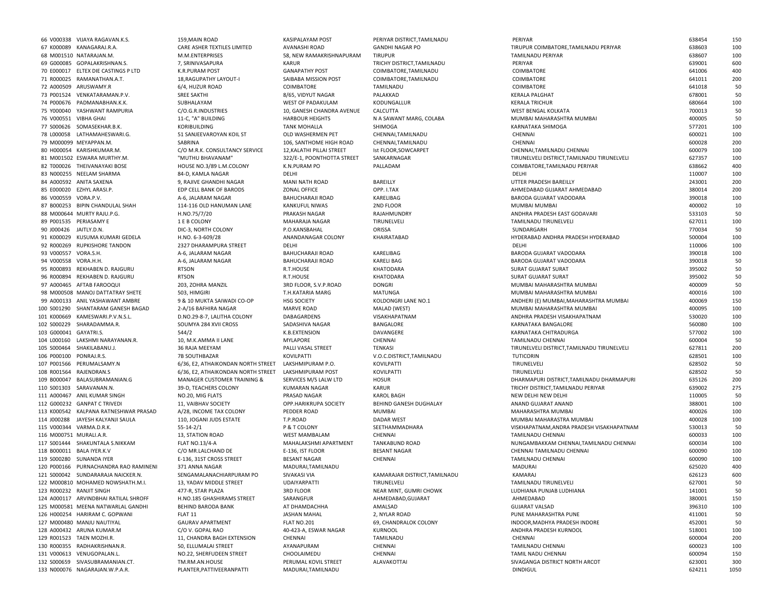| | | | | | | | | | |
|---|---|---|---|---|---|---|---|---|---|
| 66 | V000338 | VIJAYA RAGAVAN.K.S. | 159,MAIN ROAD | KASIPALAYAM POST | PERIYAR DISTRICT,TAMILNADU | PERIYAR | 638454 | 150 |
| 67 | K000089 | KANAGARAJ.R.A. | CARE ASHER TEXTILES LIMITED | AVANASHI ROAD | GANDHI NAGAR PO | TIRUPUR COIMBATORE,TAMILNADU PERIYAR | 638603 | 100 |
| 68 | M001510 | NATARAJAN.M. | M.M.ENTERPRISES | 58, NEW RAMAKRISHNAPURAM | TIRUPUR | TAMILNADU PERIYAR | 638607 | 100 |
| 69 | G000085 | GOPALAKRISHNAN.S. | 7, SRINIVASAPURA | KARUR | TRICHY DISTRICT,TAMILNADU | PERIYAR | 639001 | 600 |
| 70 | E000017 | ELTEX DIE CASTINGS P LTD | K.R.PURAM POST | GANAPATHY POST | COIMBATORE,TAMILNADU | COIMBATORE | 641006 | 400 |
| 71 | R000025 | RAMANATHAN.A.T. | 18,RAGUPATHY LAYOUT-I | SAIBABA MISSION POST | COIMBATORE,TAMILNADU | COIMBATORE | 641011 | 200 |
| 72 | A000509 | ARUSWAMY.R | 6/4, HUZUR ROAD | COIMBATORE | TAMILNADU | COIMBATORE | 641018 | 50 |
| 73 | P001524 | VENKATARAMAN.P.V. | SREE SAKTHI | 8/65, VIDYUT NAGAR | PALAKKAD | KERALA PALGHAT | 678001 | 50 |
| 74 | P000676 | PADMANABHAN.K.K. | SUBHALAYAM | WEST OF PADAKULAM | KODUNGALLUR | KERALA TRICHUR | 680664 | 100 |
| 75 | Y000040 | YASHWANT RAMPURIA | C/O.G.R.INDUSTRIES | 10, GANESH CHANDRA AVENUE | CALCUTTA | WEST BENGAL KOLKATA | 700013 | 50 |
| 76 | V000551 | VIBHA GHAI | 11-C, "A" BUILDING | HARBOUR HEIGHTS | N A SAWANT MARG, COLABA | MUMBAI MAHARASHTRA MUMBAI | 400005 | 50 |
| 77 | S000626 | SOMASEKHAR.B.K. | KORIBUILDING | TANK MOHALLA | SHIMOGA | KARNATAKA SHIMOGA | 577201 | 100 |
| 78 | L000058 | LATHAMAHESWARI.G. | 51 SANJEEVAROYAN KOIL ST | OLD WASHERMEN PET | CHENNAI,TAMILNADU | CHENNAI | 600021 | 100 |
| 79 | M000099 | MEYAPPAN.M. | SABRINA | 106, SANTHOME HIGH ROAD | CHENNAI,TAMILNADU | CHENNAI | 600028 | 200 |
| 80 | H000054 | KARISHKUMAR.M. | C/O M.R.K. CONSULTANCY SERVICE | 12,KALATHI PILLAI STREET | Ist FLOOR,SOWCARPET | CHENNAI,TAMILNADU CHENNAI | 600079 | 100 |
| 81 | M001502 | ESWARA MURTHY.M. | "MUTHU BHAVANAM" | 322/E-1, POONTHOTTA STREET | SANKARNAGAR | TIRUNELVELI DISTRICT,TAMILNADU TIRUNELVELI | 627357 | 100 |
| 82 | T000026 | THEIVANAYAKI BOSE | HOUSE NO.3/89 L.M.COLONY | K.N.PURAM PO | PALLADAM | COIMBATORE,TAMILNADU PERIYAR | 638662 | 400 |
| 83 | N000255 | NEELAM SHARMA | 84-D, KAMLA NAGAR | DELHI | | DELHI | 110007 | 100 |
| 84 | A000592 | ANITA SAXENA | 9, RAJIVE GHANDHI NAGAR | MANI NATH ROAD | BAREILLY | UTTER PRADESH BAREILLY | 243001 | 200 |
| 85 | E000020 | EZHYL ARASI.P. | EDP CELL BANK OF BARODS | ZONAL OFFICE | OPP. I.TAX | AHMEDABAD GUJARAT AHMEDABAD | 380014 | 200 |
| 86 | V000559 | VORA.P.V. | A-6, JALARAM NAGAR | BAHUCHARAJI ROAD | KARELIBAG | BARODA GUJARAT VADODARA | 390018 | 100 |
| 87 | B000253 | BIPIN CHANDULAL SHAH | 114-116 OLD HANUMAN LANE | KANKUFUL NIWAS | 2ND FLOOR | MUMBAI MUMBAI | 400002 | 10 |
| 88 | M000644 | MURTY RAJU.P.G. | H.NO.75/7/20 | PRAKASH NAGAR | RAJAHMUNDRY | ANDHRA PRADESH EAST GODAVARI | 533103 | 50 |
| 89 | P001535 | PERIASAMY E | 1 E B COLONY | MAHARAJA NAGAR | TIRUNELVELI | TAMILNADU TIRUNELVELI | 627011 | 100 |
| 90 | J000426 | JAITLY.D.N. | DIC-3, NORTH COLONY | P.O.KANSBAHAL | ORISSA | SUNDARGARH | 770034 | 50 |
| 91 | K000029 | KUSUMA KUMARI GEDELA | H.NO. 6-3-609/28 | ANANDANAGAR COLONY | KHAIRATABAD | HYDERABAD ANDHRA PRADESH HYDERABAD | 500004 | 100 |
| 92 | R000269 | RUPKISHORE TANDON | 2327 DHARAMPURA STREET | DELHI | | DELHI | 110006 | 100 |
| 93 | V000557 | VORA.S.H. | A-6, JALARAM NAGAR | BAHUCHARAJI ROAD | KARELIBAG | BARODA GUJARAT VADODARA | 390018 | 100 |
| 94 | V000558 | VORA.H.H. | A-6, JALARAM NAGAR | BAHUCHARAJI ROAD | KARELI BAG | BARODA GUJARAT VADODARA | 390018 | 50 |
| 95 | R000893 | REKHABEN D. RAJGURU | RTSON | R.T.HOUSE | KHATODARA | SURAT GUJARAT SURAT | 395002 | 50 |
| 96 | R000894 | REKHABEN D. RAJGURU | RTSON | R.T.HOUSE | KHATODARA | SURAT GUJARAT SURAT | 395002 | 50 |
| 97 | A000465 | AFTAB FAROOQUI | 203, ZOHRA MANZIL | 3RD FLOOR, S.V.P.ROAD | DONGRI | MUMBAI MAHARASHTRA MUMBAI | 400009 | 50 |
| 98 | M000508 | MANOJ DATTATRAY SHETE | 503, HIMGIRI | T.H.KATARIA MARG | MATUNGA | MUMBAI MAHARASHTRA MUMBAI | 400016 | 100 |
| 99 | A000133 | ANIL YASHAWANT AMBRE | 9 & 10 MUKTA SAIWADI CO-OP | HSG SOCIETY | KOLDONGRI LANE NO.1 | ANDHERI (E) MUMBAI,MAHARASHTRA MUMBAI | 400069 | 150 |
| 100 | S001290 | SHANTARAM GANESH BAGAD | 2-A/16 BAFHIRA NAGAR | MARVE ROAD | MALAD (WEST) | MUMBAI MAHARASHTRA MUMBAI | 400095 | 100 |
| 101 | K000669 | KAMESWARI.P.V.N.S.L. | D.NO.29-8-7, LALITHA COLONY | DABAGARDENS | VISAKHAPATNAM | ANDHRA PRADESH VISAKHAPATNAM | 530020 | 100 |
| 102 | S000229 | SHARADAMMA.R. | SOUMYA 284 XVII CROSS | SADASHIVA NAGAR | BANGALORE | KARNATAKA BANGALORE | 560080 | 100 |
| 103 | G000041 | GAYATRI.S. | 544/2 | K.B.EXTENSION | DAVANGERE | KARNATAKA CHITRADURGA | 577002 | 100 |
| 104 | L000160 | LAKSHMI NARAYANAN.R. | 10, M.K.AMMA II LANE | MYLAPORE | CHENNAI | TAMILNADU CHENNAI | 600004 | 50 |
| 105 | S000464 | SHAKILABANU.J. | 36 RAJA MEEYAM | PALLI VASAL STREET | TENKASI | TIRUNELVELI DISTRICT,TAMILNADU TIRUNELVELI | 627811 | 200 |
| 106 | P000100 | PONRAJ.R.S. | 7B SOUTHBAZAR | KOVILPATTI | V.O.C.DISTRICT,TAMILNADU | TUTICORIN | 628501 | 100 |
| 107 | P001566 | PERUMALSAMY.N | 6/36, E2, ATHAIKONDAN NORTH STREET | LAKSHMIPURAM P.O. | KOVILPATTI | TIRUNELVELI | 628502 | 50 |
| 108 | R001564 | RAJENDRAN.S | 6/36, E2, ATHAIKONDAN NORTH STREET | LAKSHMIPURAM POST | KOVILPATTI | TIRUNELVELI | 628502 | 50 |
| 109 | B000047 | BALASUBRAMANIAN.G | MANAGER CUSTOMER TRAINING & | SERVICES M/S LALW LTD | HOSUR | DHARMAPURI DISTRICT,TAMILNADU DHARMAPURI | 635126 | 200 |
| 110 | S001303 | SARAVANAN.N. | 39-D, TEACHERS COLONY | KUMARAN NAGAR | KARUR | TRICHY DISTRICT,TAMILNADU PERIYAR | 639002 | 275 |
| 111 | A000467 | ANIL KUMAR SINGH | NO.20, MIG FLATS | PRASAD NAGAR | KAROL BAGH | NEW DELHI NEW DELHI | 110005 | 50 |
| 112 | G000232 | GANPAT C TRIVEDI | 11, VAIBHAV SOCIETY | OPP.HARIKRUPA SOCIETY | BEHIND GANESH DUGHALAY | ANAND GUJARAT ANAND | 388001 | 100 |
| 113 | K000542 | KALPANA RATNESHWAR PRASAD | A/28, INCOME TAX COLONY | PEDDER ROAD | MUMBAI | MAHARASHTRA MUMBAI | 400026 | 100 |
| 114 | J000288 | JAYESH KALYANJI SAULA | 110, JOGANI JUDS ESTATE | T.P.ROAD | DADAR WEST | MUMBAI MAHARASTRA MUMBAI | 400028 | 100 |
| 115 | V000344 | VARMA.D.R.K. | 55-14-2/1 | P & T COLONY | SEETHAMMADHARA | VISKHAPATNAM,ANDRA PRADESH VISAKHAPATNAM | 530013 | 50 |
| 116 | M000751 | MURALI.A.R. | 13, STATION ROAD | WEST MAMBALAM | CHENNAI | TAMILNADU CHENNAI | 600033 | 100 |
| 117 | S001444 | SHAKUNTALA S.NIKKAM | FLAT NO.13/4-A | MAHALAKSHMI APARTMENT | TANKABUND ROAD | NUNGAMBAKKAM CHENNAI,TAMILNADU CHENNAI | 600034 | 100 |
| 118 | B000011 | BALA IYER.K.V | C/O MR.LALCHAND DE | E-136, IST FLOOR | BESANT NAGAR | CHENNAI TAMILNADU CHENNAI | 600090 | 100 |
| 119 | S000280 | SUNANDA IYER | E-136, 31ST CROSS STREET | BESANT NAGAR | CHENNAI | TAMILNADU CHENNAI | 600090 | 100 |
| 120 | P000166 | PURNACHANDRA RAO RAMINENI | 371 ANNA NAGAR | MADURAI,TAMILNADU | | MADURAI | 625020 | 400 |
| 121 | S000042 | SUNDARARAJA NAICKER.N. | SENGAMALANACHIARPURAM PO | SIVAKASI VIA | KAMARAJAR DISTRICT,TAMILNADU | KAMARAJ | 626123 | 600 |
| 122 | M000810 | MOHAMED NOWSHATH.M.I. | 13, YADAV MIDDLE STREET | UDAIYARPATTI | TIRUNELVELI | TAMILNADU TIRUNELVELI | 627001 | 50 |
| 123 | R000232 | RANJIT SINGH | 477-R, STAR PLAZA | 3RD FLOOR | NEAR MINT, GUMRI CHOWK | LUDHIANA PUNJAB LUDHIANA | 141001 | 50 |
| 124 | A000117 | ARVINDBHAI RATILAL SHROFF | H.NO.185 GHASHIRAMS STREET | SARANGFUR | AHMEDABAD,GUJARAT | AHMEDABAD | 380001 | 150 |
| 125 | M000581 | MEENA NATWARLAL GANDHI | BEHIND BARODA BANK | AT DHAMDACHHA | AMALSAD | GUJARAT VALSAD | 396310 | 100 |
| 126 | H000254 | HARIRAM C. GOPWANI | FLAT 11 | JASHAN MAHAL | 2, NYLAR ROAD | PUNE MAHARASHTRA PUNE | 411001 | 50 |
| 127 | M000480 | MANJU NAUTIYAL | GAURAV APARTMENT | FLAT NO.201 | 69, CHANDRALOK COLONY | INDOOR,MADHYA PRADESH INDORE | 452001 | 50 |
| 128 | A000432 | ARUNA KUMAR.M | C/O V. GOPAL RAO | 40-423-A, ESWAR NAGAR | KURNOOL | ANDHRA PRADESH KURNOOL | 518001 | 100 |
| 129 | R001523 | TAEN MOZHI.R. | 11, CHANDRA BAGH EXTENSION | CHENNAI | TAMILNADU | CHENNAI | 600004 | 200 |
| 130 | R000355 | RADHAKRISHNAN.R. | 50, ELLUMALAI STREET | AYANAPURAM | CHENNAI | TAMILNADU CHENNAI | 600023 | 100 |
| 131 | V000613 | VENUGOPALAN.L. | NO.22, SHERFUDEEN STREET | CHOOLAIMEDU | CHENNAI | TAMIL NADU CHENNAI | 600094 | 150 |
| 132 | S000659 | SIVASUBRAMANIAN.CT. | TM.RM.AN.HOUSE | PERUMAL KOVIL STREET | ALAVAKOTTAI | SIVAGANGA DISTRICT NORTH ARCOT | 623001 | 300 |
| 133 | N000076 | NAGARAJAN.W.P.A.R. | PLANTER,PATTIVEERANPATTI | MADURAI,TAMILNADU | | DINDIGUL | 624211 | 1050 |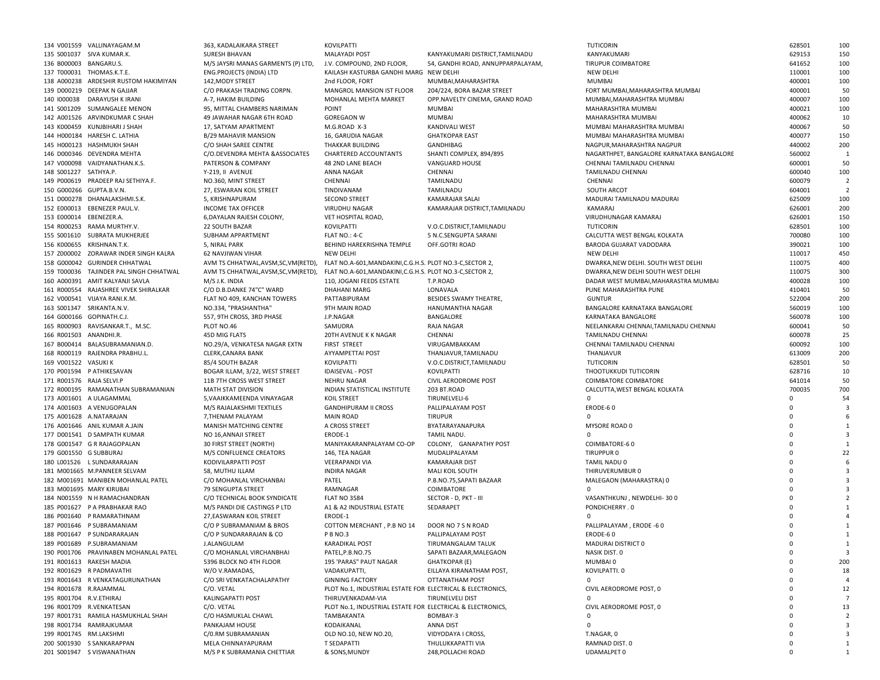| | | | | | | | | |
|---|---|---|---|---|---|---|---|---|
| 134 | V001559 | VALLINAYAGAM.M | 363, KADALAIKARA STREET | KOVILPATTI | KANYAKUMARI DISTRICT,TAMILNADU | TUTICORIN | 628501 | 100 |
| 135 | S001037 | SIVA KUMAR.K. | SURESH BHAVAN | MALAYADI POST | KANYAKUMARI DISTRICT,TAMILNADU | KANYAKUMARI | 629153 | 150 |
| 136 | B000003 | BANGARU.S. | M/S JAYSRI MANAS GARMENTS (P) LTD, | J.V. COMPOUND, 2ND FLOOR, | 54, GANDHI ROAD, ANNUPPARPALAYAM, | TIRUPUR COIMBATORE | 641652 | 100 |
| 137 | T000031 | THOMAS.K.T.E. | ENG.PROJECTS (INDIA) LTD | KAILASH KASTURBA GANDHI MARG | NEW DELHI | NEW DELHI | 110001 | 100 |
| 138 | A000238 | ARDESHIR RUSTOM HAKIMIYAN | 142,MODY STREET | 2nd FLOOR, FORT | MUMBAI,MAHARASHTRA | MUMBAI | 400001 | 100 |
| 139 | D000219 | DEEPAK N GAJJAR | C/O PRAKASH TRADING CORPN. | MANGROL MANSION IST FLOOR | 204/224, BORA BAZAR STREET | FORT MUMBAI,MAHARASHTRA MUMBAI | 400001 | 50 |
| 140 | I000038 | DARAYUSH K IRANI | A-7, HAKIM BUILDING | MOHANLAL MEHTA MARKET | OPP.NAVELTY CINEMA, GRAND ROAD | MUMBAI,MAHARASHTRA MUMBAI | 400007 | 100 |
| 141 | S001209 | SUMANGALEE MENON | 95, MITTAL CHAMBERS NARIMAN | POINT | MUMBAI | MAHARASHTRA MUMBAI | 400021 | 100 |
| 142 | A001526 | ARVINDKUMAR C SHAH | 49 JAWAHAR NAGAR 6TH ROAD | GOREGAON W | MUMBAI | MAHARASHTRA MUMBAI | 400062 | 10 |
| 143 | K000459 | KUNJBIHARI J SHAH | 17, SATYAM APARTMENT | M.G.ROAD X-3 | KANDIVALI WEST | MUMBAI MAHARASHTRA MUMBAI | 400067 | 50 |
| 144 | H000184 | HARESH C. LATHIA | B/29 MAHAVIR MANSION | 16, GARUDIA NAGAR | GHATKOPAR EAST | MUMBAI MAHARASHTRA MUMBAI | 400077 | 150 |
| 145 | H000123 | HASHMUKH SHAH | C/O SHAH SAREE CENTRE | THAKKAR BUILDING | GANDHIBAG | NAGPUR,MAHARASHTRA NAGPUR | 440002 | 200 |
| 146 | D000346 | DEVENDRA MEHTA | C/O.DEVENDRA MEHTA &ASSOCIATES | CHARTERED ACCOUNTANTS | SHANTI COMPLEX, 894/895 | NAGARTHPET, BANGALORE KARNATAKA BANGALORE | 560002 | 1 |
| 147 | V000098 | VAIDYANATHAN.K.S. | PATERSON & COMPANY | 48 2ND LANE BEACH | VANGUARD HOUSE | CHENNAI TAMILNADU CHENNAI | 600001 | 50 |
| 148 | S001227 | SATHYA.P. | Y-219, II AVENUE | ANNA NAGAR | CHENNAI | TAMILNADU CHENNAI | 600040 | 100 |
| 149 | P000619 | PRADEEP RAJ SETHIYA.F. | NO.360, MINT STREET | CHENNAI | TAMILNADU | CHENNAI | 600079 | 2 |
| 150 | G000266 | GUPTA.B.V.N. | 27, ESWARAN KOIL STREET | TINDIVANAM | TAMILNADU | SOUTH ARCOT | 604001 | 2 |
| 151 | D000278 | DHANALAKSHMI.S.K. | 5, KRISHNAPURAM | SECOND STREET | KAMARAJAR SALAI | MADURAI TAMILNADU MADURAI | 625009 | 100 |
| 152 | E000013 | EBENEZER PAUL.V. | INCOME TAX OFFICER | VIRUDHU NAGAR | KAMARAJAR DISTRICT,TAMILNADU | KAMARAJ | 626001 | 200 |
| 153 | E000014 | EBENEZER.A. | 6,DAYALAN RAJESH COLONY, | VET HOSPITAL ROAD, | | VIRUDHUNAGAR KAMARAJ | 626001 | 150 |
| 154 | R000253 | RAMA MURTHY.V. | 22 SOUTH BAZAR | KOVILPATTI | V.O.C.DISTRICT,TAMILNADU | TUTICORIN | 628501 | 100 |
| 155 | S001610 | SUBRATA MUKHERJEE | SUBHAM APPARTMENT | FLAT NO.: 4-C | 5 N.C.SENGUPTA SARANI | CALCUTTA WEST BENGAL KOLKATA | 700080 | 100 |
| 156 | K000655 | KRISHNAN.T.K. | 5, NIRAL PARK | BEHIND HAREKRISHNA TEMPLE | OFF.GOTRI ROAD | BARODA GUJARAT VADODARA | 390021 | 100 |
| 157 | Z000002 | ZORAWAR INDER SINGH KALRA | 62 NAVJIWAN VIHAR | NEW DELHI | | NEW DELHI | 110017 | 450 |
| 158 | G000042 | GURINDER CHHATWAL | AVM TS CHHATWAL,AVSM,SC,VM(RETD), | FLAT NO.A-601,MANDAKINI,C.G.H.S. | PLOT NO.3-C,SECTOR 2, | DWARKA,NEW DELHI. SOUTH WEST DELHI | 110075 | 400 |
| 159 | T000036 | TAJINDER PAL SINGH CHHATWAL | AVM TS CHHATWAL,AVSM,SC,VM(RETD), | FLAT NO.A-601,MANDAKINI,C.G.H.S. | PLOT NO.3-C,SECTOR 2, | DWARKA,NEW DELHI SOUTH WEST DELHI | 110075 | 300 |
| 160 | A000391 | AMIT KALYANJI SAVLA | M/S J.K. INDIA | 110, JOGANI FEEDS ESTATE | T.P.ROAD | DADAR WEST MUMBAI,MAHARASTRA MUMBAI | 400028 | 100 |
| 161 | R000554 | RAJASHREE VIVEK SHIRALKAR | C/O D.B.DANKE 74"C" WARD | DHAHANI MARG | LONAVALA | PUNE MAHARASHTRA PUNE | 410401 | 50 |
| 162 | V000541 | VIJAYA RANI.K.M. | FLAT NO 409, KANCHAN TOWERS | PATTABIPURAM | BESIDES SWAMY THEATRE, | GUNTUR | 522004 | 200 |
| 163 | S001347 | SRIKANTA.N.V. | NO.334, "PRASHANTHA" | 9TH MAIN ROAD | HANUMANTHA NAGAR | BANGALORE KARNATAKA BANGALORE | 560019 | 100 |
| 164 | G000166 | GOPINATH.C.J. | 557, 9TH CROSS, 3RD PHASE | J.P.NAGAR | BANGALORE | KARNATAKA BANGALORE | 560078 | 100 |
| 165 | R000903 | RAVISANKAR.T., M.SC. | PLOT NO.46 | SAMUDRA | RAJA NAGAR | NEELANKARAI CHENNAI,TAMILNADU CHENNAI | 600041 | 50 |
| 166 | R001503 | ANANDHI.R. | 45D MIG FLATS | 20TH AVENUE K K NAGAR | CHENNAI | TAMILNADU CHENNAI | 600078 | 25 |
| 167 | B000414 | BALASUBRAMANIAN.D. | NO.29/A, VENKATESA NAGAR EXTN | FIRST STREET | VIRUGAMBAKKAM | CHENNAI TAMILNADU CHENNAI | 600092 | 100 |
| 168 | R000119 | RAJENDRA PRABHU.L. | CLERK,CANARA BANK | AYYAMPETTAI POST | THANJAVUR,TAMILNADU | THANJAVUR | 613009 | 200 |
| 169 | V001522 | VASUKI K | 85/4 SOUTH BAZAR | KOVILPATTI | V.O.C.DISTRICT,TAMILNADU | TUTICORIN | 628501 | 50 |
| 170 | P001594 | P ATHIKESAVAN | BOGAR ILLAM, 3/22, WEST STREET | IDAISEVAL - POST | KOVILPATTI | THOOTUKKUDI TUTICORIN | 628716 | 10 |
| 171 | R001576 | RAJA SELVI.P | 11B 7TH CROSS WEST STREET | NEHRU NAGAR | CIVIL AERODROME POST | COIMBATORE COIMBATORE | 641014 | 50 |
| 172 | R000195 | RAMANATHAN SUBRAMANIAN | MATH STAT DIVISION | INDIAN STATISTICAL INSTITUTE | 203 BT.ROAD | CALCUTTA,WEST BENGAL KOLKATA | 700035 | 700 |
| 173 | A001601 | A ULAGAMMAL | 5,VAAIKKAMEENDA VINAYAGAR | KOIL STREET | TIRUNELVELI-6 | 0 | 0 | 54 |
| 174 | A001603 | A VENUGOPALAN | M/S RAJALAKSHMI TEXTILES | GANDHIPURAM II CROSS | PALLIPALAYAM POST | ERODE-6 0 | 0 | 3 |
| 175 | A001628 | A.NATARAJAN | 7,THENAM PALAYAM | MAIN ROAD | TIRUPUR | 0 | 0 | 6 |
| 176 | A001646 | ANIL KUMAR A.JAIN | MANISH MATCHING CENTRE | A CROSS STREET | BYATARAYANAPURA | MYSORE ROAD 0 | 0 | 1 |
| 177 | D001541 | D SAMPATH KUMAR | NO 16,ANNAJI STREET | ERODE-1 | TAMIL NADU. | 0 | 0 | 3 |
| 178 | G001547 | G R RAJAGOPALAN | 30 FIRST STREET (NORTH) | MANIYAKARANPALAYAM CO-OP | COLONY, GANAPATHY POST | COIMBATORE-6 0 | 0 | 1 |
| 179 | G001550 | G SUBBURAJ | M/S CONFLUENCE CREATORS | 146, TEA NAGAR | MUDALIPALAYAM | TIRUPPUR 0 | 0 | 22 |
| 180 | L001526 | L SUNDARARAJAN | KODIVILARPATTI POST | VEERAPANDI VIA | KAMARAJAR DIST | TAMIL NADU 0 | 0 | 6 |
| 181 | M001665 | M.PANNEER SELVAM | 58, MUTHU ILLAM | INDIRA NAGAR | MALI KOIL SOUTH | THIRUVERUMBUR 0 | 0 | 3 |
| 182 | M001691 | MANIBEN MOHANLAL PATEL | C/O MOHANLAL VIRCHANBAI | PATEL | P.B.NO.75,SAPATI BAZAAR | MALEGAON (MAHARASTRA) 0 | 0 | 3 |
| 183 | M001695 | MARY KIRUBAI | 79 SENGUPTA STREET | RAMNAGAR | COIMBATORE | 0 | 0 | 3 |
| 184 | N001559 | N H RAMACHANDRAN | C/O TECHNICAL BOOK SYNDICATE | FLAT NO 3584 | SECTOR - D, PKT - III | VASANTHKUNJ , NEWDELHI- 30 0 | 0 | 2 |
| 185 | P001627 | P A PRABHAKAR RAO | M/S PANDI DIE CASTINGS P LTD | A1 & A2 INDUSTRIAL ESTATE | SEDARAPET | PONDICHERRY . 0 | 0 | 1 |
| 186 | P001640 | P RAMARATHNAM | 27,EASWARAN KOIL STREET | ERODE-1 | | 0 | 0 | 4 |
| 187 | P001646 | P SUBRAMANIAM | C/O P SUBRAMANIAM & BROS | COTTON MERCHANT , P.B NO 14 | DOOR NO 7 S N ROAD | PALLIPALAYAM , ERODE -6 0 | 0 | 1 |
| 188 | P001647 | P SUNDARARAJAN | C/O P SUNDARARAJAN & CO | P B NO.3 | PALLIPALAYAM POST | ERODE-6 0 | 0 | 1 |
| 189 | P001689 | P.SUBRAMANIAM | J.ALANGULAM | KARADIKAL POST | TIRUMANGALAM TALUK | MADURAI DISTRICT 0 | 0 | 1 |
| 190 | P001706 | PRAVINABEN MOHANLAL PATEL | C/O MOHANLAL VIRCHANBHAI | PATEL,P.B.NO.75 | SAPATI BAZAAR,MALEGAON | NASIK DIST. 0 | 0 | 3 |
| 191 | R001613 | RAKESH MADIA | 5396 BLOCK NO 4TH FLOOR | 195 'PARAS" PAUT NAGAR | GHATKOPAR (E) | MUMBAI 0 | 0 | 200 |
| 192 | R001629 | R PADMAVATHI | W/O V.RAMADAS, | VADAKUPATTI, | EILLAYA KIRANATHAM POST, | KOVILPATTI. 0 | 0 | 18 |
| 193 | R001643 | R VENKATAGURUNATHAN | C/O SRI VENKATACHALAPATHY | GINNING FACTORY | OTTANATHAM POST | 0 | 0 | 4 |
| 194 | R001678 | R.RAJAMMAL | C/O. VETAL | PLOT No.1, INDUSTRIAL ESTATE FOR | ELECTRICAL & ELECTRONICS, | CIVIL AERODROME POST, 0 | 0 | 12 |
| 195 | R001704 | R.V.ETHIRAJ | KALINGAPATTI POST | THIRUVENKADAM-VIA | TIRUNELVELI DIST | 0 | 0 | 7 |
| 196 | R001709 | R.VENKATESAN | C/O. VETAL | PLOT No.1, INDUSTRIAL ESTATE FOR | ELECTRICAL & ELECTRONICS, | CIVIL AERODROME POST, 0 | 0 | 13 |
| 197 | R001731 | RAMILA HASMUKHLAL SHAH | C/O HASMUKLAL CHAWL | TAMBAKANTA | BOMBAY-3 | 0 | 0 | 2 |
| 198 | R001734 | RAMRAJKUMAR | PANKAJAM HOUSE | KODAIKANAL | ANNA DIST | 0 | 0 | 3 |
| 199 | R001745 | RM.LAKSHMI | C/0.RM SUBRAMANIAN | OLD NO.10, NEW NO.20, | VIDYODAYA I CROSS, | T.NAGAR, 0 | 0 | 3 |
| 200 | S001930 | S SANKARAPPAN | MELA CHINNAYAPURAM | T SEDAPATTI | THULUKKAPATTI VIA | RAMNAD DIST. 0 | 0 | 1 |
| 201 | S001947 | S VISWANATHAN | M/S P K SUBRAMANIA CHETTIAR | & SONS,MUNDY | 248,POLLACHI ROAD | UDAMALPET 0 | 0 | 1 |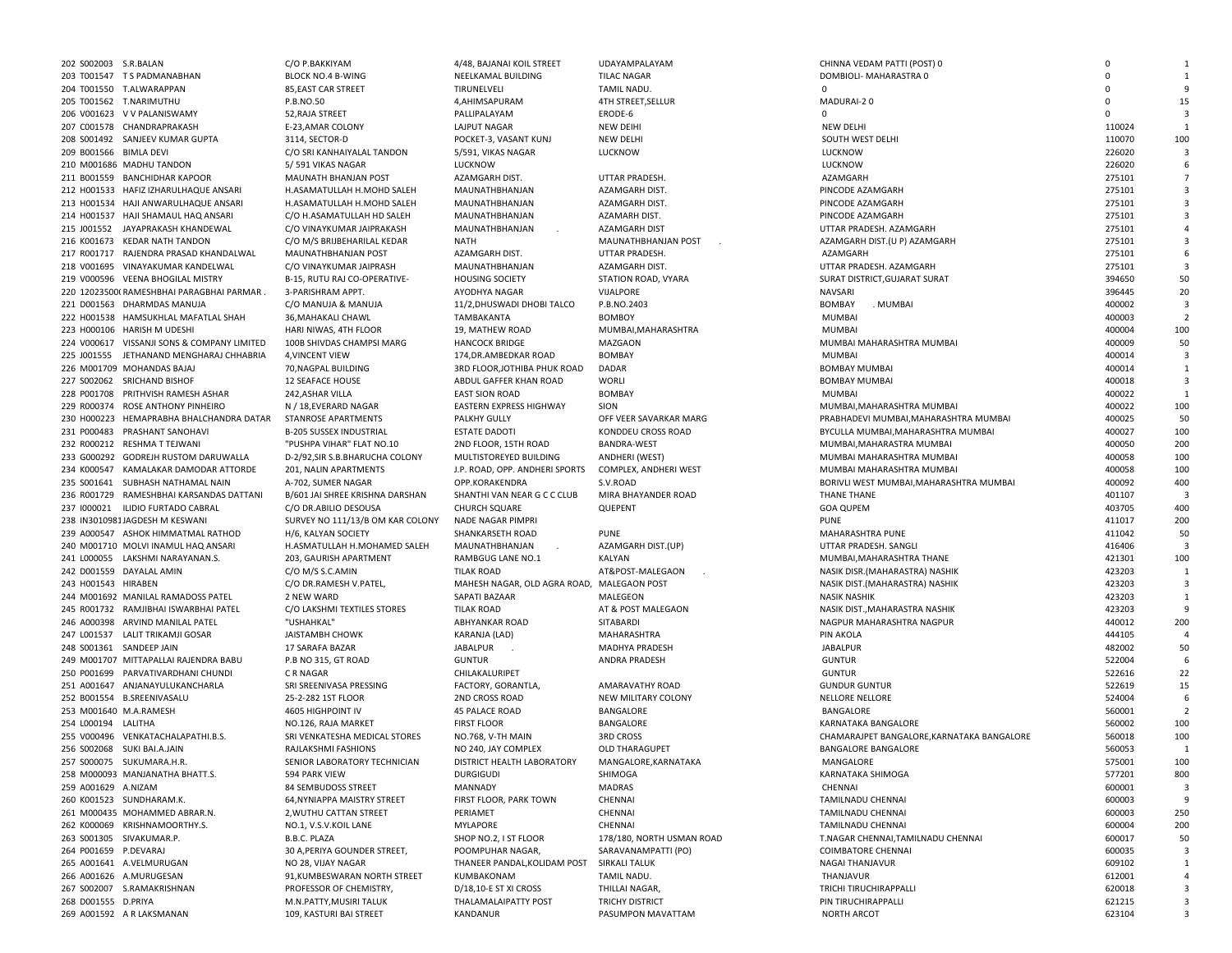| | | | | | | | | | |
|---|---|---|---|---|---|---|---|---|---|
| 202 | S002003 | S.R.BALAN | C/O P.BAKKIYAM | 4/48, BAJANAI KOIL STREET | UDAYAMPALAYAM | CHINNA VEDAM PATTI (POST) 0 | 0 | 1 |
| 203 | T001547 | T S PADMANABHAN | BLOCK NO.4 B-WING | NEELKAMAL BUILDING | TILAC NAGAR | DOMBIOLI- MAHARASTRA 0 | 0 | 1 |
| 204 | T001550 | T.ALWARAPPAN | 85,EAST CAR STREET | TIRUNELVELI | TAMIL NADU. | 0 | 0 | 9 |
| 205 | T001562 | T.NARIMUTHU | P.B.NO.50 | 4,AHIMSAPURAM | 4TH STREET,SELLUR | MADURAI-2 0 | 0 | 15 |
| 206 | V001623 | V V PALANISWAMY | 52,RAJA STREET | PALLIPALAYAM | ERODE-6 | 0 | 0 | 3 |
| 207 | C001578 | CHANDRAPRAKASH | E-23,AMAR COLONY | LAJPUT NAGAR | NEW DEIHI | NEW DELHI | 110024 | 1 |
| 208 | S001492 | SANJEEV KUMAR GUPTA | 3114, SECTOR-D | POCKET-3, VASANT KUNJ | NEW DELHI | SOUTH WEST DELHI | 110070 | 100 |
| 209 | B001566 | BIMLA DEVI | C/O SRI KANHAIYALAL TANDON | 5/591, VIKAS NAGAR | LUCKNOW | LUCKNOW | 226020 | 3 |
| 210 | M001686 | MADHU TANDON | 5/ 591 VIKAS NAGAR | LUCKNOW | | LUCKNOW | 226020 | 6 |
| 211 | B001559 | BANCHIDHAR KAPOOR | MAUNATH BHANJAN POST | AZAMGARH DIST. | UTTAR PRADESH. | AZAMGARH | 275101 | 7 |
| 212 | H001533 | HAFIZ IZHARULHAQUE ANSARI | H.ASAMATULLAH H.MOHD SALEH | MAUNATHBHANJAN | AZAMGARH DIST. | PINCODE AZAMGARH | 275101 | 3 |
| 213 | H001534 | HAJI ANWARULHAQUE ANSARI | H.ASAMATULLAH H.MOHD SALEH | MAUNATHBHANJAN | AZAMGARH DIST. | PINCODE AZAMGARH | 275101 | 3 |
| 214 | H001537 | HAJI SHAMAUL HAQ ANSARI | C/O H.ASAMATULLAH HD SALEH | MAUNATHBHANJAN | AZAMARH DIST. | PINCODE AZAMGARH | 275101 | 3 |
| 215 | J001552 | JAYAPRAKASH KHANDEWAL | C/O VINAYKUMAR JAIPRAKASH | MAUNATHBHANJAN . | AZAMGARH DIST | UTTAR PRADESH. AZAMGARH | 275101 | 4 |
| 216 | K001673 | KEDAR NATH TANDON | C/O M/S BRIJBEHARILAL KEDAR | NATH | MAUNATHBHANJAN POST . | AZAMGARH DIST.(U P) AZAMGARH | 275101 | 3 |
| 217 | R001717 | RAJENDRA PRASAD KHANDALWAL | MAUNATHBHANJAN POST | AZAMGARH DIST. | UTTAR PRADESH. | AZAMGARH | 275101 | 6 |
| 218 | V001695 | VINAYAKUMAR KANDELWAL | C/O VINAYKUMAR JAIPRASH | MAUNATHBHANJAN | AZAMGARH DIST. | UTTAR PRADESH. AZAMGARH | 275101 | 3 |
| 219 | V000596 | VEENA BHOGILAL MISTRY | B-15, RUTU RAJ CO-OPERATIVE- | HOUSING SOCIETY | STATION ROAD, VYARA | SURAT DISTRICT,GUJARAT SURAT | 394650 | 50 |
| 220 | 12023500( | RAMESHBHAI PARAGBHAI PARMAR . | 3-PARISHRAM APPT. | AYODHYA NAGAR | VIJALPORE | NAVSARI | 396445 | 20 |
| 221 | D001563 | DHARMDAS MANUJA | C/O MANUJA & MANUJA | 11/2,DHUSWADI DHOBI TALCO | P.B.NO.2403 | BOMBAY . MUMBAI | 400002 | 3 |
| 222 | H001538 | HAMSUKHLAL MAFATLAL SHAH | 36,MAHAKALI CHAWL | TAMBAKANTA | BOMBOY | MUMBAI | 400003 | 2 |
| 223 | H000106 | HARISH M UDESHI | HARI NIWAS, 4TH FLOOR | 19, MATHEW ROAD | MUMBAI,MAHARASHTRA | MUMBAI | 400004 | 100 |
| 224 | V000617 | VISSANJI SONS & COMPANY LIMITED | 100B SHIVDAS CHAMPSI MARG | HANCOCK BRIDGE | MAZGAON | MUMBAI MAHARASHTRA MUMBAI | 400009 | 50 |
| 225 | J001555 | JETHANAND MENGHARAJ CHHABRIA | 4,VINCENT VIEW | 174,DR.AMBEDKAR ROAD | BOMBAY | MUMBAI | 400014 | 3 |
| 226 | M001709 | MOHANDAS BAJAJ | 70,NAGPAL BUILDING | 3RD FLOOR,JOTHIBA PHUK ROAD | DADAR | BOMBAY MUMBAI | 400014 | 1 |
| 227 | S002062 | SRICHAND BISHOF | 12 SEAFACE HOUSE | ABDUL GAFFER KHAN ROAD | WORLI | BOMBAY MUMBAI | 400018 | 3 |
| 228 | P001708 | PRITHVISH RAMESH ASHAR | 242,ASHAR VILLA | EAST SION ROAD | BOMBAY | MUMBAI | 400022 | 1 |
| 229 | R000374 | ROSE ANTHONY PINHEIRO | N / 18,EVERARD NAGAR | EASTERN EXPRESS HIGHWAY | SION | MUMBAI,MAHARASHTRA MUMBAI | 400022 | 100 |
| 230 | H000223 | HEMAPRABHA BHALCHANDRA DATAR | STANROSE APARTMENTS | PALKHY GULLY | OFF VEER SAVARKAR MARG | PRABHADEVI MUMBAI,MAHARASHTRA MUMBAI | 400025 | 50 |
| 231 | P000483 | PRASHANT SANOHAVI | B-205 SUSSEX INDUSTRIAL | ESTATE DADOTI | KONDDEU CROSS ROAD | BYCULLA MUMBAI,MAHARASHTRA MUMBAI | 400027 | 100 |
| 232 | R000212 | RESHMA T TEJWANI | "PUSHPA VIHAR" FLAT NO.10 | 2ND FLOOR, 15TH ROAD | BANDRA-WEST | MUMBAI,MAHARASTRA MUMBAI | 400050 | 200 |
| 233 | G000292 | GODREJH RUSTOM DARUWALLA | D-2/92,SIR S.B.BHARUCHA COLONY | MULTISTOREYED BUILDING | ANDHERI (WEST) | MUMBAI MAHARASHTRA MUMBAI | 400058 | 100 |
| 234 | K000547 | KAMALAKAR DAMODAR ATTORDE | 201, NALIN APARTMENTS | J.P. ROAD, OPP. ANDHERI SPORTS | COMPLEX, ANDHERI WEST | MUMBAI MAHARASHTRA MUMBAI | 400058 | 100 |
| 235 | S001641 | SUBHASH NATHAMAL NAIN | A-702, SUMER NAGAR | OPP.KORAKENDRA | S.V.ROAD | BORIVLI WEST MUMBAI,MAHARASHTRA MUMBAI | 400092 | 400 |
| 236 | R001729 | RAMESHBHAI KARSANDAS DATTANI | B/601 JAI SHREE KRISHNA DARSHAN | SHANTHI VAN NEAR G C C CLUB | MIRA BHAYANDER ROAD | THANE THANE | 401107 | 3 |
| 237 | I000021 | ILIDIO FURTADO CABRAL | C/O DR.ABILIO DESOUSA | CHURCH SQUARE | QUEPENT | GOA QUPEM | 403705 | 400 |
| 238 | IN3010981 | JAGDESH M KESWANI | SURVEY NO 111/13/B OM KAR COLONY | NADE NAGAR PIMPRI | | PUNE | 411017 | 200 |
| 239 | A000547 | ASHOK HIMMATMAL RATHOD | H/6, KALYAN SOCIETY | SHANKARSETH ROAD | PUNE | MAHARASHTRA PUNE | 411042 | 50 |
| 240 | M001710 | MOLVI INAMUL HAQ ANSARI | H.ASMATULLAH H.MOHAMED SALEH | MAUNATHBHANJAN . | AZAMGARH DIST.(UP) | UTTAR PRADESH. SANGLI | 416406 | 3 |
| 241 | L000055 | LAKSHMI NARAYANAN.S. | 203, GAURISH APARTMENT | RAMBGUG LANE NO.1 | KALYAN | MUMBAI,MAHARASHTRA THANE | 421301 | 100 |
| 242 | D001559 | DAYALAL AMIN | C/O M/S S.C.AMIN | TILAK ROAD | AT&POST-MALEGAON . | NASIK DISR.(MAHARASTRA) NASHIK | 423203 | 1 |
| 243 | H001543 | HIRABEN | C/O DR.RAMESH V.PATEL, | MAHESH NAGAR, OLD AGRA ROAD, | MALEGAON POST | NASIK DIST.(MAHARASTRA) NASHIK | 423203 | 3 |
| 244 | M001692 | MANILAL RAMADOSS PATEL | 2 NEW WARD | SAPATI BAZAAR | MALEGEON | NASIK NASHIK | 423203 | 1 |
| 245 | R001732 | RAMJIBHAI ISWARBHAI PATEL | C/O LAKSHMI TEXTILES STORES | TILAK ROAD | AT & POST MALEGAON | NASIK DIST.,MAHARASTRA NASHIK | 423203 | 9 |
| 246 | A000398 | ARVIND MANILAL PATEL | "USHAHKAL" | ABHYANKAR ROAD | SITABARDI | NAGPUR MAHARASHTRA NAGPUR | 440012 | 200 |
| 247 | L001537 | LALIT TRIKAMJI GOSAR | JAISTAMBH CHOWK | KARANJA (LAD) | MAHARASHTRA | PIN AKOLA | 444105 | 4 |
| 248 | S001361 | SANDEEP JAIN | 17 SARAFA BAZAR | JABALPUR . | MADHYA PRADESH | JABALPUR | 482002 | 50 |
| 249 | M001707 | MITTAPALLAI RAJENDRA BABU | P.B NO 315, GT ROAD | GUNTUR | ANDRA PRADESH | GUNTUR | 522004 | 6 |
| 250 | P001699 | PARVATIVARDHANI CHUNDI | C R NAGAR | CHILAKALURIPET | | GUNTUR | 522616 | 22 |
| 251 | A001647 | ANJANAYULUKANCHARLA | SRI SREENIVASA PRESSING | FACTORY, GORANTLA, | AMARAVATHY ROAD | GUNDUR GUNTUR | 522619 | 15 |
| 252 | B001554 | B.SREENIVASALU | 25-2-282 1ST FLOOR | 2ND CROSS ROAD | NEW MILITARY COLONY | NELLORE NELLORE | 524004 | 6 |
| 253 | M001640 | M.A.RAMESH | 4605 HIGHPOINT IV | 45 PALACE ROAD | BANGALORE | BANGALORE | 560001 | 2 |
| 254 | L000194 | LALITHA | NO.126, RAJA MARKET | FIRST FLOOR | BANGALORE | KARNATAKA BANGALORE | 560002 | 100 |
| 255 | V000496 | VENKATACHALAPATHI.B.S. | SRI VENKATESHA MEDICAL STORES | NO.768, V-TH MAIN | 3RD CROSS | CHAMARAJPET BANGALORE,KARNATAKA BANGALORE | 560018 | 100 |
| 256 | S002068 | SUKI BAI.A.JAIN | RAJLAKSHMI FASHIONS | NO 240, JAY COMPLEX | OLD THARAGUPET | BANGALORE BANGALORE | 560053 | 1 |
| 257 | S000075 | SUKUMARA.H.R. | SENIOR LABORATORY TECHNICIAN | DISTRICT HEALTH LABORATORY | MANGALORE,KARNATAKA | MANGALORE | 575001 | 100 |
| 258 | M000093 | MANJANATHA BHATT.S. | 594 PARK VIEW | DURGIGUDI | SHIMOGA | KARNATAKA SHIMOGA | 577201 | 800 |
| 259 | A001629 | A.NIZAM | 84 SEMBUDOSS STREET | MANNADY | MADRAS | CHENNAI | 600001 | 3 |
| 260 | K001523 | SUNDHARAM.K. | 64,NYNIAPPA MAISTRY STREET | FIRST FLOOR, PARK TOWN | CHENNAI | TAMILNADU CHENNAI | 600003 | 9 |
| 261 | M000435 | MOHAMMED ABRAR.N. | 2,WUTHU CATTAN STREET | PERIAMET | CHENNAI | TAMILNADU CHENNAI | 600003 | 250 |
| 262 | K000069 | KRISHNAMOORTHY.S. | NO.1, V.S.V.KOIL LANE | MYLAPORE | CHENNAI | TAMILNADU CHENNAI | 600004 | 200 |
| 263 | S001305 | SIVAKUMAR.P. | B.B.C. PLAZA | SHOP NO.2, I ST FLOOR | 178/180, NORTH USMAN ROAD | T.NAGAR CHENNAI,TAMILNADU CHENNAI | 600017 | 50 |
| 264 | P001659 | P.DEVARAJ | 30 A,PERIYA GOUNDER STREET, | POOMPUHAR NAGAR, | SARAVANAMPATTI (PO) | COIMBATORE CHENNAI | 600035 | 3 |
| 265 | A001641 | A.VELMURUGAN | NO 28, VIJAY NAGAR | THANEER PANDAL,KOLIDAM POST | SIRKALI TALUK | NAGAI THANJAVUR | 609102 | 1 |
| 266 | A001626 | A.MURUGESAN | 91,KUMBESWARAN NORTH STREET | KUMBAKONAM | TAMIL NADU. | THANJAVUR | 612001 | 4 |
| 267 | S002007 | S.RAMAKRISHNAN | PROFESSOR OF CHEMISTRY, | D/18,10-E ST XI CROSS | THILLAI NAGAR, | TRICHI TIRUCHIRAPPALLI | 620018 | 3 |
| 268 | D001555 | D.PRIYA | M.N.PATTY,MUSIRI TALUK | THALAMALAIPATTY POST | TRICHY DISTRICT | PIN TIRUCHIRAPPALLI | 621215 | 3 |
| 269 | A001592 | A R LAKSMANAN | 109, KASTURI BAI STREET | KANDANUR | PASUMPON MAVATTAM | NORTH ARCOT | 623104 | 3 |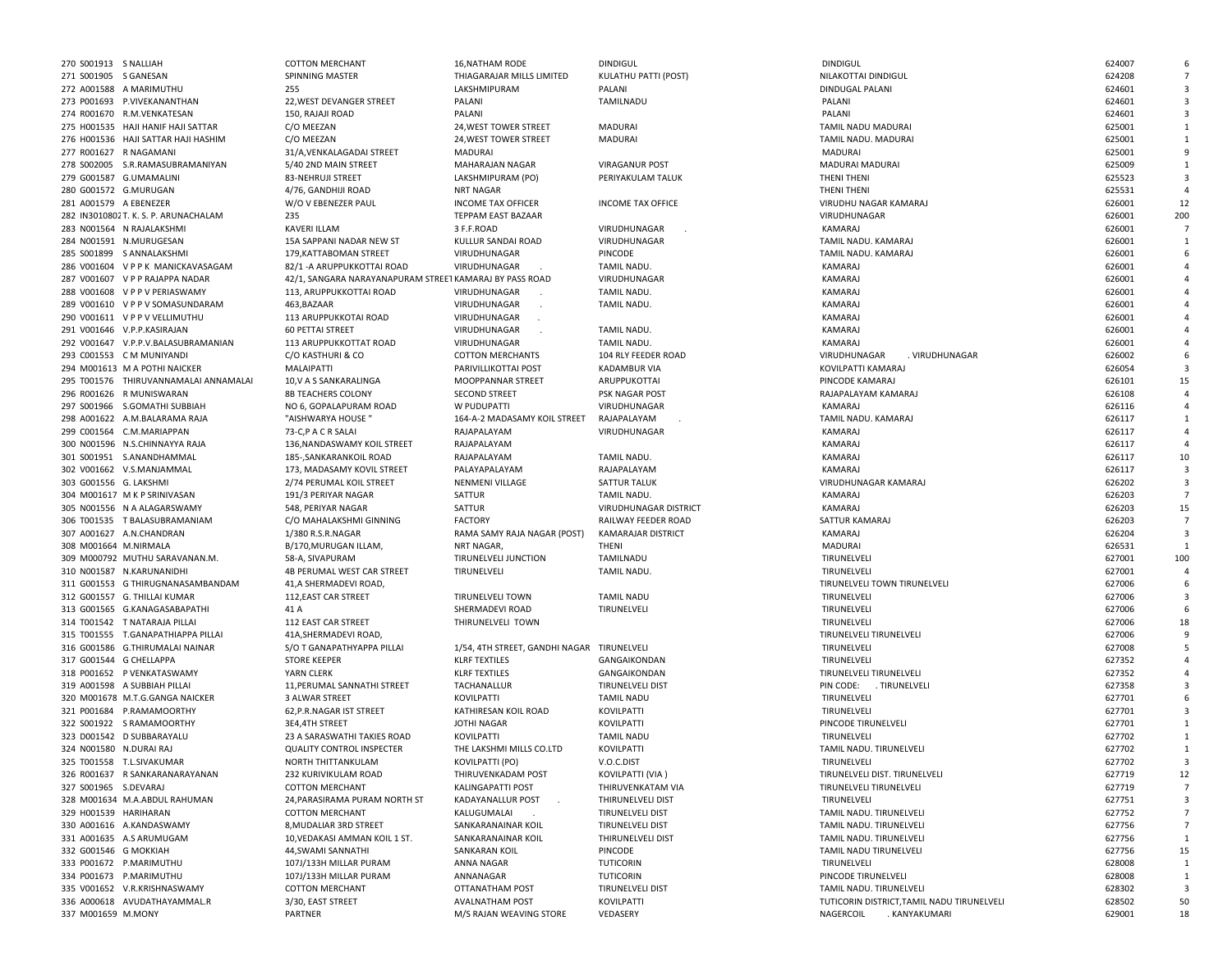| | | | | | | | | | |
|---|---|---|---|---|---|---|---|---|---|
| 270 | S001913 | S NALLIAH | COTTON MERCHANT | 16,NATHAM RODE | DINDIGUL | DINDIGUL | 624007 | 6 |
| 271 | S001905 | S GANESAN | SPINNING MASTER | THIAGARAJAR MILLS LIMITED | KULATHU PATTI (POST) | NILAKOTTAI DINDIGUL | 624208 | 7 |
| 272 | A001588 | A MARIMUTHU | 255 | LAKSHMIPURAM | PALANI | DINDUGAL PALANI | 624601 | 3 |
| 273 | P001693 | P.VIVEKANANTHAN | 22,WEST DEVANGER STREET | PALANI | TAMILNADU | PALANI | 624601 | 3 |
| 274 | R001670 | R.M.VENKATESAN | 150, RAJAJI ROAD | PALANI | | PALANI | 624601 | 3 |
| 275 | H001535 | HAJI HANIF HAJI SATTAR | C/O MEEZAN | 24,WEST TOWER STREET | MADURAI | TAMIL NADU MADURAI | 625001 | 1 |
| 276 | H001536 | HAJI SATTAR HAJI HASHIM | C/O MEEZAN | 24,WEST TOWER STREET | MADURAI | TAMIL NADU. MADURAI | 625001 | 1 |
| 277 | R001627 | R NAGAMANI | 31/A,VENKALAGADAI STREET | MADURAI | | MADURAI | 625001 | 9 |
| 278 | S002005 | S.R.RAMASUBRAMANIYAN | 5/40 2ND MAIN STREET | MAHARAJAN NAGAR | VIRAGANUR POST | MADURAI MADURAI | 625009 | 1 |
| 279 | G001587 | G.UMAMALINI | 83-NEHRUJI STREET | LAKSHMIPURAM (PO) | PERIYAKULAM TALUK | THENI THENI | 625523 | 3 |
| 280 | G001572 | G.MURUGAN | 4/76, GANDHIJI ROAD | NRT NAGAR | | THENI THENI | 625531 | 4 |
| 281 | A001579 | A EBENEZER | W/O V EBENEZER PAUL | INCOME TAX OFFICER | INCOME TAX OFFICE | VIRUDHU NAGAR KAMARAJ | 626001 | 12 |
| 282 | IN3010802 | T. K. S. P. ARUNACHALAM | 235 | TEPPAM EAST BAZAAR | | VIRUDHUNAGAR | 626001 | 200 |
| 283 | N001564 | N RAJALAKSHMI | KAVERI ILLAM | 3 F.F.ROAD | VIRUDHUNAGAR . | KAMARAJ | 626001 | 7 |
| 284 | N001591 | N.MURUGESAN | 15A SAPPANI NADAR NEW ST | KULLUR SANDAI ROAD | VIRUDHUNAGAR | TAMIL NADU. KAMARAJ | 626001 | 1 |
| 285 | S001899 | S ANNALAKSHMI | 179,KATTABOMAN STREET | VIRUDHUNAGAR | PINCODE | TAMIL NADU. KAMARAJ | 626001 | 6 |
| 286 | V001604 | V P P K MANICKAVASAGAM | 82/1 -A ARUPPUKKOTTAI ROAD | VIRUDHUNAGAR . | TAMIL NADU. | KAMARAJ | 626001 | 4 |
| 287 | V001607 | V P P RAJAPPA NADAR | 42/1, SANGARA NARAYANAPURAM STREET | KAMARAJ BY PASS ROAD | VIRUDHUNAGAR | KAMARAJ | 626001 | 4 |
| 288 | V001608 | V P P V PERIASWAMY | 113, ARUPPUKKOTTAI ROAD | VIRUDHUNAGAR . | TAMIL NADU. | KAMARAJ | 626001 | 4 |
| 289 | V001610 | V P P V SOMASUNDARAM | 463,BAZAAR | VIRUDHUNAGAR . | TAMIL NADU. | KAMARAJ | 626001 | 4 |
| 290 | V001611 | V P P V VELLIMUTHU | 113 ARUPPUKKOTAI ROAD | VIRUDHUNAGAR . | | KAMARAJ | 626001 | 4 |
| 291 | V001646 | V.P.P.KASIRAJAN | 60 PETTAI STREET | VIRUDHUNAGAR . | TAMIL NADU. | KAMARAJ | 626001 | 4 |
| 292 | V001647 | V.P.P.V.BALASUBRAMANIAN | 113 ARUPPUKKOTTAT ROAD | VIRUDHUNAGAR | TAMIL NADU. | KAMARAJ | 626001 | 4 |
| 293 | C001553 | C M MUNIYANDI | C/O KASTHURI & CO | COTTON MERCHANTS | 104 RLY FEEDER ROAD | VIRUDHUNAGAR . VIRUDHUNAGAR | 626002 | 6 |
| 294 | M001613 | M A POTHI NAICKER | MALAIPATTI | PARIVILLIKOTTAI POST | KADAMBUR VIA | KOVILPATTI KAMARAJ | 626054 | 3 |
| 295 | T001576 | THIRUVANNAMALAI ANNAMALAI | 10,V A S SANKARALINGA | MOOPPANNAR STREET | ARUPPUKOTTAI | PINCODE KAMARAJ | 626101 | 15 |
| 296 | R001626 | R MUNISWARAN | 8B TEACHERS COLONY | SECOND STREET | PSK NAGAR POST | RAJAPALAYAM KAMARAJ | 626108 | 4 |
| 297 | S001966 | S.GOMATHI SUBBIAH | NO 6, GOPALAPURAM ROAD | W PUDUPATTI | VIRUDHUNAGAR | KAMARAJ | 626116 | 4 |
| 298 | A001622 | A.M.BALARAMA RAJA | "AISHWARYA HOUSE " | 164-A-2 MADASAMY KOIL STREET | RAJAPALAYAM . | TAMIL NADU. KAMARAJ | 626117 | 1 |
| 299 | C001564 | C.M.MARIAPPAN | 73-C,P A C R SALAI | RAJAPALAYAM | VIRUDHUNAGAR | KAMARAJ | 626117 | 4 |
| 300 | N001596 | N.S.CHINNAYYA RAJA | 136,NANDASWAMY KOIL STREET | RAJAPALAYAM | | KAMARAJ | 626117 | 4 |
| 301 | S001951 | S.ANANDHAMMAL | 185-,SANKARANKOIL ROAD | RAJAPALAYAM | TAMIL NADU. | KAMARAJ | 626117 | 10 |
| 302 | V001662 | V.S.MANJAMMAL | 173, MADASAMY KOVIL STREET | PALAYAPALAYAM | RAJAPALAYAM | KAMARAJ | 626117 | 3 |
| 303 | G001556 | G. LAKSHMI | 2/74 PERUMAL KOIL STREET | NENMENI VILLAGE | SATTUR TALUK | VIRUDHUNAGAR KAMARAJ | 626202 | 3 |
| 304 | M001617 | M K P SRINIVASAN | 191/3 PERIYAR NAGAR | SATTUR | TAMIL NADU. | KAMARAJ | 626203 | 7 |
| 305 | N001556 | N A ALAGARSWAMY | 548, PERIYAR NAGAR | SATTUR | VIRUDHUNAGAR DISTRICT | KAMARAJ | 626203 | 15 |
| 306 | T001535 | T BALASUBRAMANIAM | C/O MAHALAKSHMI GINNING | FACTORY | RAILWAY FEEDER ROAD | SATTUR KAMARAJ | 626203 | 7 |
| 307 | A001627 | A.N.CHANDRAN | 1/380 R.S.R.NAGAR | RAMA SAMY RAJA NAGAR (POST) | KAMARAJAR DISTRICT | KAMARAJ | 626204 | 3 |
| 308 | M001664 | M.NIRMALA | B/170,MURUGAN ILLAM, | NRT NAGAR, | THENI | MADURAI | 626531 | 1 |
| 309 | M000792 | MUTHU SARAVANAN.M. | 58-A, SIVAPURAM | TIRUNELVELI JUNCTION | TAMILNADU | TIRUNELVELI | 627001 | 100 |
| 310 | N001587 | N.KARUNANIDHI | 4B PERUMAL WEST CAR STREET | TIRUNELVELI | TAMIL NADU. | TIRUNELVELI | 627001 | 4 |
| 311 | G001553 | G THIRUGNANASAMBANDAM | 41,A SHERMADEVI ROAD, | | | TIRUNELVELI TOWN TIRUNELVELI | 627006 | 6 |
| 312 | G001557 | G. THILLAI KUMAR | 112,EAST CAR STREET | TIRUNELVELI TOWN | TAMIL NADU | TIRUNELVELI | 627006 | 3 |
| 313 | G001565 | G.KANAGASABAPATHI | 41 A | SHERMADEVI ROAD | TIRUNELVELI | TIRUNELVELI | 627006 | 6 |
| 314 | T001542 | T NATARAJA PILLAI | 112 EAST CAR STREET | THIRUNELVELI TOWN | | TIRUNELVELI | 627006 | 18 |
| 315 | T001555 | T.GANAPATHIAPPA PILLAI | 41A,SHERMADEVI ROAD, | | | TIRUNELVELI TIRUNELVELI | 627006 | 9 |
| 316 | G001586 | G.THIRUMALAI NAINAR | S/O T GANAPATHYAPPA PILLAI | 1/54, 4TH STREET, GANDHI NAGAR | TIRUNELVELI | TIRUNELVELI | 627008 | 5 |
| 317 | G001544 | G CHELLAPPA | STORE KEEPER | KLRF TEXTILES | GANGAIKONDAN | TIRUNELVELI | 627352 | 4 |
| 318 | P001652 | P VENKATASWAMY | YARN CLERK | KLRF TEXTILES | GANGAIKONDAN | TIRUNELVELI TIRUNELVELI | 627352 | 4 |
| 319 | A001598 | A SUBBIAH PILLAI | 11,PERUMAL SANNATHI STREET | TACHANALLUR | TIRUNELVELI DIST | PIN CODE: . TIRUNELVELI | 627358 | 3 |
| 320 | M001678 | M.T.G.GANGA NAICKER | 3 ALWAR STREET | KOVILPATTI | TAMIL NADU | TIRUNELVELI | 627701 | 6 |
| 321 | P001684 | P.RAMAMOORTHY | 62,P.R.NAGAR IST STREET | KATHIRESAN KOIL ROAD | KOVILPATTI | TIRUNELVELI | 627701 | 3 |
| 322 | S001922 | S RAMAMOORTHY | 3E4,4TH STREET | JOTHI NAGAR | KOVILPATTI | PINCODE TIRUNELVELI | 627701 | 1 |
| 323 | D001542 | D SUBBARAYALU | 23 A SARASWATHI TAKIES ROAD | KOVILPATTI | TAMIL NADU | TIRUNELVELI | 627702 | 1 |
| 324 | N001580 | N.DURAI RAJ | QUALITY CONTROL INSPECTER | THE LAKSHMI MILLS CO.LTD | KOVILPATTI | TAMIL NADU. TIRUNELVELI | 627702 | 1 |
| 325 | T001558 | T.L.SIVAKUMAR | NORTH THITTANKULAM | KOVILPATTI (PO) | V.O.C.DIST | TIRUNELVELI | 627702 | 3 |
| 326 | R001637 | R SANKARANARAYANAN | 232 KURIVIKULAM ROAD | THIRUVENKADAM POST | KOVILPATTI (VIA ) | TIRUNELVELI DIST. TIRUNELVELI | 627719 | 12 |
| 327 | S001965 | S.DEVARAJ | COTTON MERCHANT | KALINGAPATTI POST | THIRUVENKATAM VIA | TIRUNELVELI TIRUNELVELI | 627719 | 7 |
| 328 | M001634 | M.A.ABDUL RAHUMAN | 24,PARASIRAMA PURAM NORTH ST | KADAYANALLUR POST . | THIRUNELVELI DIST | TIRUNELVELI | 627751 | 3 |
| 329 | H001539 | HARIHARAN | COTTON MERCHANT | KALUGUMALAI . | TIRUNELVELI DIST | TAMIL NADU. TIRUNELVELI | 627752 | 7 |
| 330 | A001616 | A.KANDASWAMY | 8,MUDALIAR 3RD STREET | SANKARANAINAR KOIL | TIRUNELVELI DIST | TAMIL NADU. TIRUNELVELI | 627756 | 7 |
| 331 | A001635 | A.S ARUMUGAM | 10,VEDAKASI AMMAN KOIL 1 ST. | SANKARANAINAR KOIL | THIRUNELVELI DIST | TAMIL NADU. TIRUNELVELI | 627756 | 1 |
| 332 | G001546 | G MOKKIAH | 44,SWAMI SANNATHI | SANKARAN KOIL | PINCODE | TAMIL NADU TIRUNELVELI | 627756 | 15 |
| 333 | P001672 | P.MARIMUTHU | 107J/133H MILLAR PURAM | ANNA NAGAR | TUTICORIN | TIRUNELVELI | 628008 | 1 |
| 334 | P001673 | P.MARIMUTHU | 107J/133H MILLAR PURAM | ANNANAGAR | TUTICORIN | PINCODE TIRUNELVELI | 628008 | 1 |
| 335 | V001652 | V.R.KRISHNASWAMY | COTTON MERCHANT | OTTANATHAM POST | TIRUNELVELI DIST | TAMIL NADU. TIRUNELVELI | 628302 | 3 |
| 336 | A000618 | AVUDATHAYAMMAL.R | 3/30, EAST STREET | AVALNATHAM POST | KOVILPATTI | TUTICORIN DISTRICT,TAMIL NADU TIRUNELVELI | 628502 | 50 |
| 337 | M001659 | M.MONY | PARTNER | M/S RAJAN WEAVING STORE | VEDASERY | NAGERCOIL . KANYAKUMARI | 629001 | 18 |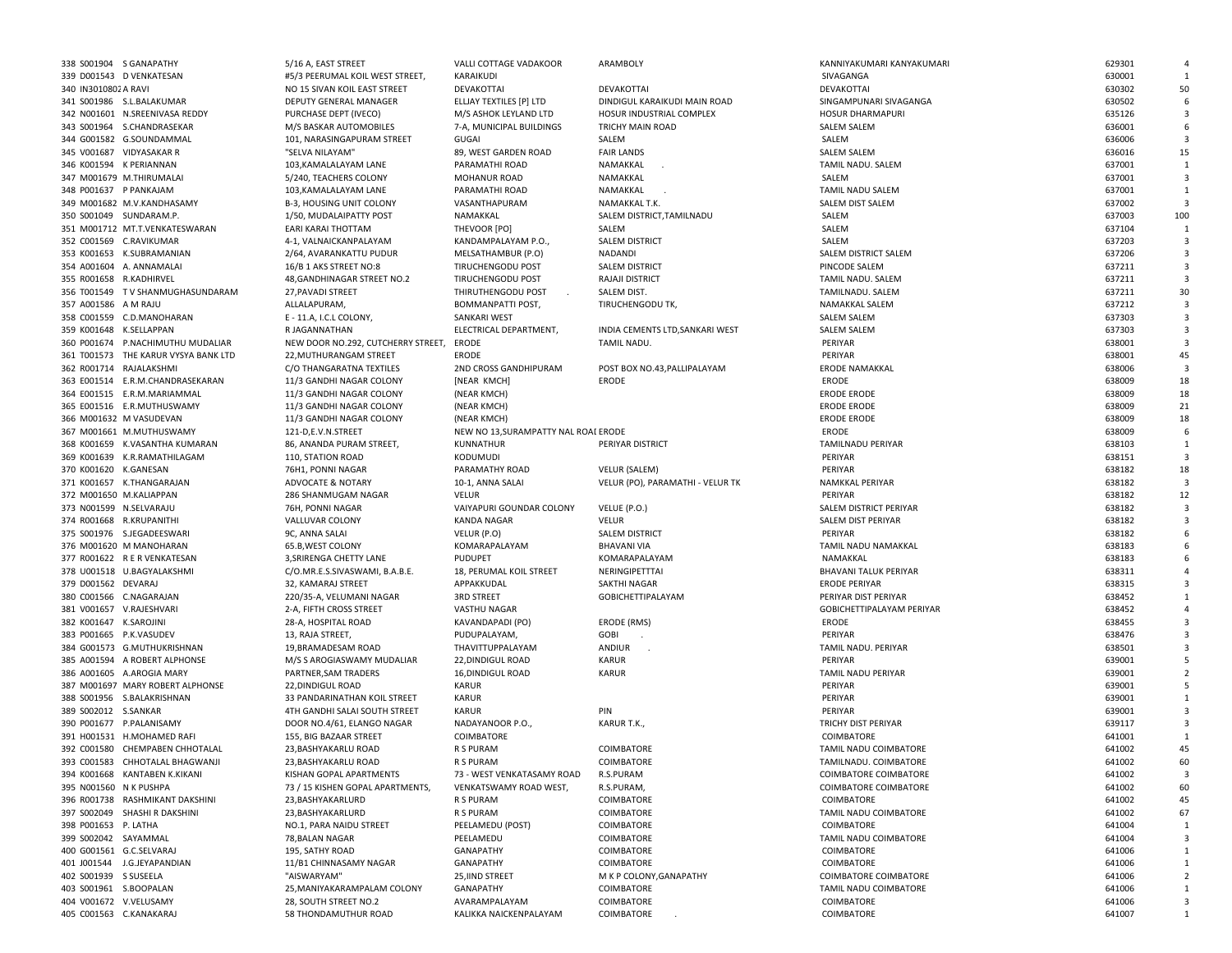| | | | | | | | | |
|---|---|---|---|---|---|---|---|---|
| 338 | S001904 | S GANAPATHY | 5/16 A, EAST STREET | VALLI COTTAGE VADAKOOR | ARAMBOLY | KANNIYAKUMARI KANYAKUMARI | 629301 | 4 |
| 339 | D001543 | D VENKATESAN | #5/3 PEERUMAL KOIL WEST STREET, | KARAIKUDI | | SIVAGANGA | 630001 | 1 |
| 340 | IN3010802 | A RAVI | NO 15 SIVAN KOIL EAST STREET | DEVAKOTTAI | DEVAKOTTAI | DEVAKOTTAI | 630302 | 50 |
| 341 | S001986 | S.L.BALAKUMAR | DEPUTY GENERAL MANAGER | ELLJAY TEXTILES [P] LTD | DINDIGUL KARAIKUDI MAIN ROAD | SINGAMPUNARI SIVAGANGA | 630502 | 6 |
| 342 | N001601 | N.SREENIVASA REDDY | PURCHASE DEPT (IVECO) | M/S ASHOK LEYLAND LTD | HOSUR INDUSTRIAL COMPLEX | HOSUR DHARMAPURI | 635126 | 3 |
| 343 | S001964 | S.CHANDRASEKAR | M/S BASKAR AUTOMOBILES | 7-A, MUNICIPAL BUILDINGS | TRICHY MAIN ROAD | SALEM SALEM | 636001 | 6 |
| 344 | G001582 | G.SOUNDAMMAL | 101, NARASINGAPURAM STREET | GUGAI | SALEM | SALEM | 636006 | 3 |
| 345 | V001687 | VIDYASAKAR R | "SELVA NILAYAM" | 89, WEST GARDEN ROAD | FAIR LANDS | SALEM SALEM | 636016 | 15 |
| 346 | K001594 | K PERIANNAN | 103,KAMALALAYAM LANE | PARAMATHI ROAD | NAMAKKAL . | TAMIL NADU. SALEM | 637001 | 1 |
| 347 | M001679 | M.THIRUMALAI | 5/240, TEACHERS COLONY | MOHANUR ROAD | NAMAKKAL | SALEM | 637001 | 3 |
| 348 | P001637 | P PANKAJAM | 103,KAMALALAYAM LANE | PARAMATHI ROAD | NAMAKKAL . | TAMIL NADU SALEM | 637001 | 1 |
| 349 | M001682 | M.V.KANDHASAMY | B-3, HOUSING UNIT COLONY | VASANTHAPURAM | NAMAKKAL T.K. | SALEM DIST SALEM | 637002 | 3 |
| 350 | S001049 | SUNDARAM.P. | 1/50, MUDALAIPATTY POST | NAMAKKAL | SALEM DISTRICT,TAMILNADU | SALEM | 637003 | 100 |
| 351 | M001712 | MT.T.VENKATESWARAN | EARI KARAI THOTTAM | THEVOOR [PO] | SALEM | SALEM | 637104 | 1 |
| 352 | C001569 | C.RAVIKUMAR | 4-1, VALNAICKANPALAYAM | KANDAMPALAYAM P.O., | SALEM DISTRICT | SALEM | 637203 | 3 |
| 353 | K001653 | K.SUBRAMANIAN | 2/64, AVARANKATTU PUDUR | MELSATHAMBUR (P.O) | NADANDI | SALEM DISTRICT SALEM | 637206 | 3 |
| 354 | A001604 | A. ANNAMALAI | 16/B 1 AKS STREET NO:8 | TIRUCHENGODU POST | SALEM DISTRICT | PINCODE SALEM | 637211 | 3 |
| 355 | R001658 | R.KADHIRVEL | 48,GANDHINAGAR STREET NO.2 | TIRUCHENGODU POST | RAJAJI DISTRICT | TAMIL NADU. SALEM | 637211 | 3 |
| 356 | T001549 | T V SHANMUGHASUNDARAM | 27,PAVADI STREET | THIRUTHENGODU POST . | SALEM DIST. | TAMILNADU. SALEM | 637211 | 30 |
| 357 | A001586 | A M RAJU | ALLALAPURAM, | BOMMANPATTI POST, | TIRUCHENGODU TK, | NAMAKKAL SALEM | 637212 | 3 |
| 358 | C001559 | C.D.MANOHARAN | E - 11.A, I.C.L COLONY, | SANKARI WEST | | SALEM SALEM | 637303 | 3 |
| 359 | K001648 | K.SELLAPPAN | R JAGANNATHAN | ELECTRICAL DEPARTMENT, | INDIA CEMENTS LTD,SANKARI WEST | SALEM SALEM | 637303 | 3 |
| 360 | P001674 | P.NACHIMUTHU MUDALIAR | NEW DOOR NO.292, CUTCHERRY STREET, | ERODE | TAMIL NADU. | PERIYAR | 638001 | 3 |
| 361 | T001573 | THE KARUR VYSYA BANK LTD | 22,MUTHURANGAM STREET | ERODE | | PERIYAR | 638001 | 45 |
| 362 | R001714 | RAJALAKSHMI | C/O THANGARATNA TEXTILES | 2ND CROSS GANDHIPURAM | POST BOX NO.43,PALLIPALAYAM | ERODE NAMAKKAL | 638006 | 3 |
| 363 | E001514 | E.R.M.CHANDRASEKARAN | 11/3 GANDHI NAGAR COLONY | [NEAR KMCH] | ERODE | ERODE | 638009 | 18 |
| 364 | E001515 | E.R.M.MARIAMMAL | 11/3 GANDHI NAGAR COLONY | (NEAR KMCH) | | ERODE ERODE | 638009 | 18 |
| 365 | E001516 | E.R.M.MUTHUSWAMY | 11/3 GANDHI NAGAR COLONY | (NEAR KMCH) | | ERODE ERODE | 638009 | 21 |
| 366 | M001632 | M VASUDEVAN | 11/3 GANDHI NAGAR COLONY | (NEAR KMCH) | | ERODE ERODE | 638009 | 18 |
| 367 | M001661 | M.MUTHUSWAMY | 121-D,E.V.N.STREET | NEW NO 13,SURAMPATTY NAL ROAI | ERODE | ERODE | 638009 | 6 |
| 368 | K001659 | K.VASANTHA KUMARAN | 86, ANANDA PURAM STREET, | KUNNATHUR | PERIYAR DISTRICT | TAMILNADU PERIYAR | 638103 | 1 |
| 369 | K001639 | K.R.RAMATHILAGAM | 110, STATION ROAD | KODUMUDI | | PERIYAR | 638151 | 3 |
| 370 | K001620 | K.GANESAN | 76H1, PONNI NAGAR | PARAMATHY ROAD | VELUR (SALEM) | PERIYAR | 638182 | 18 |
| 371 | K001657 | K.THANGARAJAN | ADVOCATE & NOTARY | 10-1, ANNA SALAI | VELUR (PO), PARAMATHI - VELUR TK | NAMKKAL PERIYAR | 638182 | 3 |
| 372 | M001650 | M.KALIAPPAN | 286 SHANMUGAM NAGAR | VELUR | | PERIYAR | 638182 | 12 |
| 373 | N001599 | N.SELVARAJU | 76H, PONNI NAGAR | VAIYAPURI GOUNDAR COLONY | VELUE (P.O.) | SALEM DISTRICT PERIYAR | 638182 | 3 |
| 374 | R001668 | R.KRUPANITHI | VALLUVAR COLONY | KANDA NAGAR | VELUR | SALEM DIST PERIYAR | 638182 | 3 |
| 375 | S001976 | S.JEGADEESWARI | 9C, ANNA SALAI | VELUR (P.O) | SALEM DISTRICT | PERIYAR | 638182 | 6 |
| 376 | M001620 | M MANOHARAN | 65.B,WEST COLONY | KOMARAPALAYAM | BHAVANI VIA | TAMIL NADU NAMAKKAL | 638183 | 6 |
| 377 | R001622 | R E R VENKATESAN | 3,SRIRENGA CHETTY LANE | PUDUPET | KOMARAPALAYAM | NAMAKKAL | 638183 | 6 |
| 378 | U001518 | U.BAGYALAKSHMI | C/O.MR.E.S.SIVASWAMI, B.A.B.E. | 18, PERUMAL KOIL STREET | NERINGIPETTTAI | BHAVANI TALUK PERIYAR | 638311 | 4 |
| 379 | D001562 | DEVARAJ | 32, KAMARAJ STREET | APPAKKUDAL | SAKTHI NAGAR | ERODE PERIYAR | 638315 | 3 |
| 380 | C001566 | C.NAGARAJAN | 220/35-A, VELUMANI NAGAR | 3RD STREET | GOBICHETTIPALAYAM | PERIYAR DIST PERIYAR | 638452 | 1 |
| 381 | V001657 | V.RAJESHVARI | 2-A, FIFTH CROSS STREET | VASTHU NAGAR | | GOBICHETTIPALAYAM PERIYAR | 638452 | 4 |
| 382 | K001647 | K.SAROJINI | 28-A, HOSPITAL ROAD | KAVANDAPADI (PO) | ERODE (RMS) | ERODE | 638455 | 3 |
| 383 | P001665 | P.K.VASUDEV | 13, RAJA STREET, | PUDUPALAYAM, | GOBI . | PERIYAR | 638476 | 3 |
| 384 | G001573 | G.MUTHUKRISHNAN | 19,BRAMADESAM ROAD | THAVITTUPPALAYAM | ANDIUR . | TAMIL NADU. PERIYAR | 638501 | 3 |
| 385 | A001594 | A ROBERT ALPHONSE | M/S S AROGIASWAMY MUDALIAR | 22,DINDIGUL ROAD | KARUR | PERIYAR | 639001 | 5 |
| 386 | A001605 | A.AROGIA MARY | PARTNER,SAM TRADERS | 16,DINDIGUL ROAD | KARUR | TAMIL NADU PERIYAR | 639001 | 2 |
| 387 | M001697 | MARY ROBERT ALPHONSE | 22,DINDIGUL ROAD | KARUR | | PERIYAR | 639001 | 5 |
| 388 | S001956 | S.BALAKRISHNAN | 33 PANDARINATHAN KOIL STREET | KARUR | | PERIYAR | 639001 | 1 |
| 389 | S002012 | S.SANKAR | 4TH GANDHI SALAI SOUTH STREET | KARUR | PIN | PERIYAR | 639001 | 3 |
| 390 | P001677 | P.PALANISAMY | DOOR NO.4/61, ELANGO NAGAR | NADAYANOOR P.O., | KARUR T.K., | TRICHY DIST PERIYAR | 639117 | 3 |
| 391 | H001531 | H.MOHAMED RAFI | 155, BIG BAZAAR STREET | COIMBATORE | | COIMBATORE | 641001 | 1 |
| 392 | C001580 | CHEMPABEN CHHOTALAL | 23,BASHYAKARLU ROAD | R S PURAM | COIMBATORE | TAMIL NADU COIMBATORE | 641002 | 45 |
| 393 | C001583 | CHHOTALAL BHAGWANJI | 23,BASHYAKARLU ROAD | R S PURAM | COIMBATORE | TAMILNADU. COIMBATORE | 641002 | 60 |
| 394 | K001668 | KANTABEN K.KIKANI | KISHAN GOPAL APARTMENTS | 73 - WEST VENKATASAMY ROAD | R.S.PURAM | COIMBATORE COIMBATORE | 641002 | 3 |
| 395 | N001560 | N K PUSHPA | 73 / 15 KISHEN GOPAL APARTMENTS, | VENKATSWAMY ROAD WEST, | R.S.PURAM, | COIMBATORE COIMBATORE | 641002 | 60 |
| 396 | R001738 | RASHMIKANT DAKSHINI | 23,BASHYAKARLURD | R S PURAM | COIMBATORE | COIMBATORE | 641002 | 45 |
| 397 | S002049 | SHASHI R DAKSHINI | 23,BASHYAKARLURD | R S PURAM | COIMBATORE | TAMIL NADU COIMBATORE | 641002 | 67 |
| 398 | P001653 | P. LATHA | NO.1, PARA NAIDU STREET | PEELAMEDU (POST) | COIMBATORE | COIMBATORE | 641004 | 1 |
| 399 | S002042 | SAYAMMAL | 78,BALAN NAGAR | PEELAMEDU | COIMBATORE | TAMIL NADU COIMBATORE | 641004 | 3 |
| 400 | G001561 | G.C.SELVARAJ | 195, SATHY ROAD | GANAPATHY | COIMBATORE | COIMBATORE | 641006 | 1 |
| 401 | J001544 | J.G.JEYAPANDIAN | 11/B1 CHINNASAMY NAGAR | GANAPATHY | COIMBATORE | COIMBATORE | 641006 | 1 |
| 402 | S001939 | S SUSEELA | "AISWARYAM" | 25,IIND STREET | M K P COLONY,GANAPATHY | COIMBATORE COIMBATORE | 641006 | 2 |
| 403 | S001961 | S.BOOPALAN | 25,MANIYAKARAMPALAM COLONY | GANAPATHY | COIMBATORE | TAMIL NADU COIMBATORE | 641006 | 1 |
| 404 | V001672 | V.VELUSAMY | 28, SOUTH STREET NO.2 | AVARAMPALAYAM | COIMBATORE | COIMBATORE | 641006 | 3 |
| 405 | C001563 | C.KANAKARAJ | 58 THONDAMUTHUR ROAD | KALIKKA NAICKENPALAYAM | COIMBATORE . | COIMBATORE | 641007 | 1 |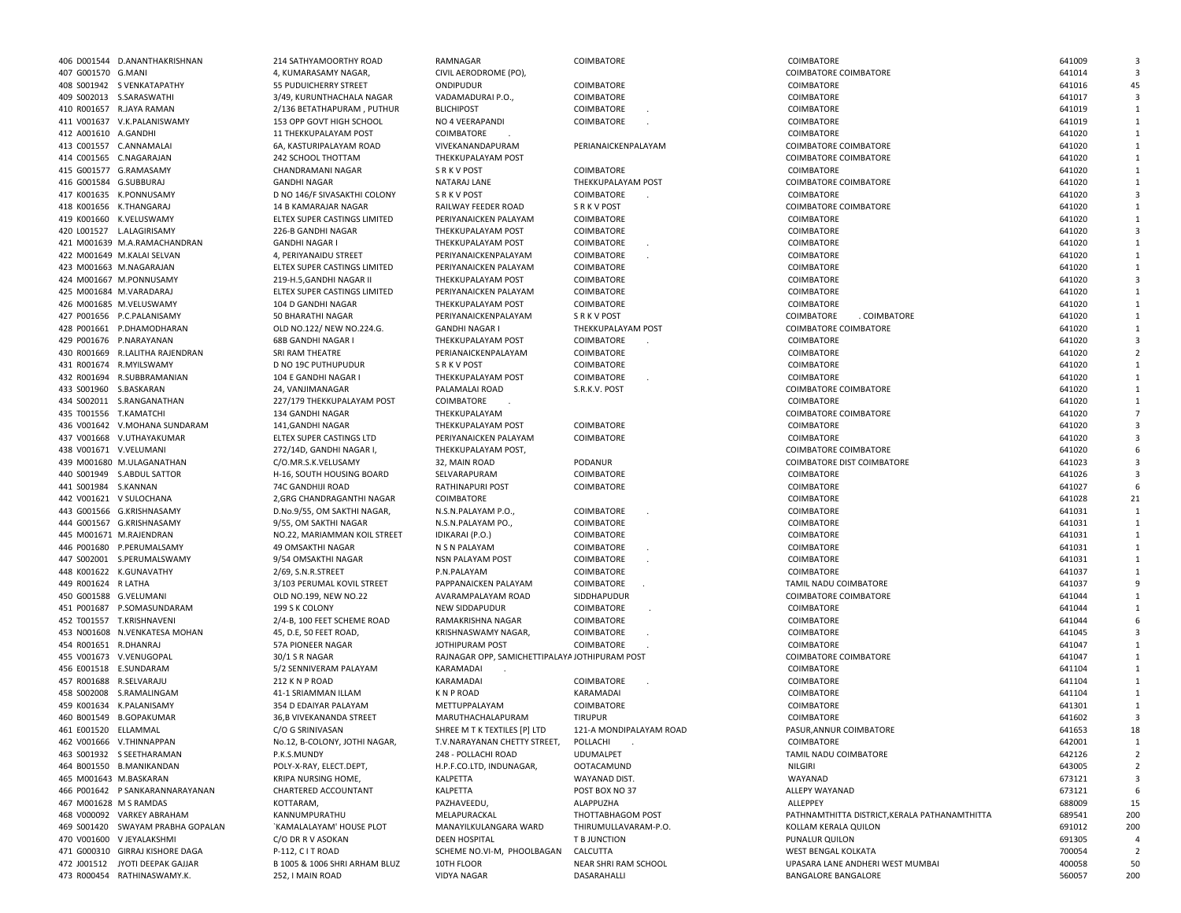| | | | | | | | | | |
|---|---|---|---|---|---|---|---|---|---|
| 406 | D001544 | D.ANANTHAKRISHNAN | 214 SATHYAMOORTHY ROAD | RAMNAGAR | COIMBATORE | COIMBATORE | 641009 | 3 |
| 407 | G001570 | G.MANI | 4, KUMARASAMY NAGAR, | CIVIL AERODROME (PO), | | COIMBATORE COIMBATORE | 641014 | 3 |
| 408 | S001942 | S VENKATAPATHY | 55 PUDUICHERRY STREET | ONDIPUDUR | COIMBATORE | COIMBATORE | 641016 | 45 |
| 409 | S002013 | S.SARASWATHI | 3/49, KURUNTHACHALA NAGAR | VADAMADURAI P.O., | COIMBATORE | COIMBATORE | 641017 | 3 |
| 410 | R001657 | R.JAYA RAMAN | 2/136 BETATHAPURAM , PUTHUR | BLICHIPOST | COIMBATORE . | COIMBATORE | 641019 | 1 |
| 411 | V001637 | V.K.PALANISWAMY | 153 OPP GOVT HIGH SCHOOL | NO 4 VEERAPANDI | COIMBATORE . | COIMBATORE | 641019 | 1 |
| 412 | A001610 | A.GANDHI | 11 THEKKUPALAYAM POST | COIMBATORE . | | COIMBATORE | 641020 | 1 |
| 413 | C001557 | C.ANNAMALAI | 6A, KASTURIPALAYAM ROAD | VIVEKANANDAPURAM | PERIANAICKENPALAYAM | COIMBATORE COIMBATORE | 641020 | 1 |
| 414 | C001565 | C.NAGARAJAN | 242 SCHOOL THOTTAM | THEKKUPALAYAM POST | | COIMBATORE COIMBATORE | 641020 | 1 |
| 415 | G001577 | G.RAMASAMY | CHANDRAMANI NAGAR | S R K V POST | COIMBATORE | COIMBATORE | 641020 | 1 |
| 416 | G001584 | G.SUBBURAJ | GANDHI NAGAR | NATARAJ LANE | THEKKUPALAYAM POST | COIMBATORE COIMBATORE | 641020 | 1 |
| 417 | K001635 | K.PONNUSAMY | D NO 146/F SIVASAKTHI COLONY | S R K V POST | COIMBATORE . | COIMBATORE | 641020 | 3 |
| 418 | K001656 | K.THANGARAJ | 14 B KAMARAJAR NAGAR | RAILWAY FEEDER ROAD | S R K V POST | COIMBATORE COIMBATORE | 641020 | 1 |
| 419 | K001660 | K.VELUSWAMY | ELTEX SUPER CASTINGS LIMITED | PERIYANAICKEN PALAYAM | COIMBATORE | COIMBATORE | 641020 | 1 |
| 420 | L001527 | L.ALAGIRISAMY | 226-B GANDHI NAGAR | THEKKUPALAYAM POST | COIMBATORE | COIMBATORE | 641020 | 3 |
| 421 | M001639 | M.A.RAMACHANDRAN | GANDHI NAGAR I | THEKKUPALAYAM POST | COIMBATORE . | COIMBATORE | 641020 | 1 |
| 422 | M001649 | M.KALAI SELVAN | 4, PERIYANAIDU STREET | PERIYANAICKENPALAYAM | COIMBATORE . | COIMBATORE | 641020 | 1 |
| 423 | M001663 | M.NAGARAJAN | ELTEX SUPER CASTINGS LIMITED | PERIYANAICKEN PALAYAM | COIMBATORE | COIMBATORE | 641020 | 1 |
| 424 | M001667 | M.PONNUSAMY | 219-H.5,GANDHI NAGAR II | THEKKUPALAYAM POST | COIMBATORE | COIMBATORE | 641020 | 3 |
| 425 | M001684 | M.VARADARAJ | ELTEX SUPER CASTINGS LIMITED | PERIYANAICKEN PALAYAM | COIMBATORE | COIMBATORE | 641020 | 1 |
| 426 | M001685 | M.VELUSWAMY | 104 D GANDHI NAGAR | THEKKUPALAYAM POST | COIMBATORE | COIMBATORE | 641020 | 1 |
| 427 | P001656 | P.C.PALANISAMY | 50 BHARATHI NAGAR | PERIYANAICKENPALAYAM | S R K V POST | COIMBATORE . COIMBATORE | 641020 | 1 |
| 428 | P001661 | P.DHAMODHARAN | OLD NO.122/ NEW NO.224.G. | GANDHI NAGAR I | THEKKUPALAYAM POST | COIMBATORE COIMBATORE | 641020 | 1 |
| 429 | P001676 | P.NARAYANAN | 68B GANDHI NAGAR I | THEKKUPALAYAM POST | COIMBATORE . | COIMBATORE | 641020 | 3 |
| 430 | R001669 | R.LALITHA RAJENDRAN | SRI RAM THEATRE | PERIANAICKENPALAYAM | COIMBATORE | COIMBATORE | 641020 | 2 |
| 431 | R001674 | R.MYILSWAMY | D NO 19C PUTHUPUDUR | S R K V POST | COIMBATORE | COIMBATORE | 641020 | 1 |
| 432 | R001694 | R.SUBBRAMANIAN | 104 E GANDHI NAGAR I | THEKKUPALAYAM POST | COIMBATORE . | COIMBATORE | 641020 | 1 |
| 433 | S001960 | S.BASKARAN | 24, VANJIMANAGAR | PALAMALAI ROAD | S.R.K.V. POST | COIMBATORE COIMBATORE | 641020 | 1 |
| 434 | S002011 | S.RANGANATHAN | 227/179 THEKKUPALAYAM POST | COIMBATORE . | | COIMBATORE | 641020 | 1 |
| 435 | T001556 | T.KAMATCHI | 134 GANDHI NAGAR | THEKKUPALAYAM | | COIMBATORE COIMBATORE | 641020 | 7 |
| 436 | V001642 | V.MOHANA SUNDARAM | 141,GANDHI NAGAR | THEKKUPALAYAM POST | COIMBATORE | COIMBATORE | 641020 | 3 |
| 437 | V001668 | V.UTHAYAKUMAR | ELTEX SUPER CASTINGS LTD | PERIYANAICKEN PALAYAM | COIMBATORE | COIMBATORE | 641020 | 3 |
| 438 | V001671 | V.VELUMANI | 272/14D, GANDHI NAGAR I, | THEKKUPALAYAM POST, | | COIMBATORE COIMBATORE | 641020 | 6 |
| 439 | M001680 | M.ULAGANATHAN | C/O.MR.S.K.VELUSAMY | 32, MAIN ROAD | PODANUR | COIMBATORE DIST COIMBATORE | 641023 | 3 |
| 440 | S001949 | S.ABDUL SATTOR | H-16, SOUTH HOUSING BOARD | SELVARAPURAM | COIMBATORE | COIMBATORE | 641026 | 3 |
| 441 | S001984 | S.KANNAN | 74C GANDHIJI ROAD | RATHINAPURI POST | COIMBATORE | COIMBATORE | 641027 | 6 |
| 442 | V001621 | V SULOCHANA | 2,GRG CHANDRAGANTHI NAGAR | COIMBATORE | | COIMBATORE | 641028 | 21 |
| 443 | G001566 | G.KRISHNASAMY | D.No.9/55, OM SAKTHI NAGAR, | N.S.N.PALAYAM P.O., | COIMBATORE . | COIMBATORE | 641031 | 1 |
| 444 | G001567 | G.KRISHNASAMY | 9/55, OM SAKTHI NAGAR | N.S.N.PALAYAM PO., | COIMBATORE | COIMBATORE | 641031 | 1 |
| 445 | M001671 | M.RAJENDRAN | NO.22, MARIAMMAN KOIL STREET | IDIKARAI (P.O.) | COIMBATORE | COIMBATORE | 641031 | 1 |
| 446 | P001680 | P.PERUMALSAMY | 49 OMSAKTHI NAGAR | N S N PALAYAM | COIMBATORE . | COIMBATORE | 641031 | 1 |
| 447 | S002001 | S.PERUMALSWAMY | 9/54 OMSAKTHI NAGAR | NSN PALAYAM POST | COIMBATORE . | COIMBATORE | 641031 | 1 |
| 448 | K001622 | K.GUNAVATHY | 2/69, S.N.R.STREET | P.N.PALAYAM | COIMBATORE | COIMBATORE | 641037 | 1 |
| 449 | R001624 | R LATHA | 3/103 PERUMAL KOVIL STREET | PAPPANAICKEN PALAYAM | COIMBATORE . | TAMIL NADU COIMBATORE | 641037 | 9 |
| 450 | G001588 | G.VELUMANI | OLD NO.199, NEW NO.22 | AVARAMPALAYAM ROAD | SIDDHAPUDUR | COIMBATORE COIMBATORE | 641044 | 1 |
| 451 | P001687 | P.SOMASUNDARAM | 199 S K COLONY | NEW SIDDAPUDUR | COIMBATORE . | COIMBATORE | 641044 | 1 |
| 452 | T001557 | T.KRISHNAVENI | 2/4-B, 100 FEET SCHEME ROAD | RAMAKRISHNA NAGAR | COIMBATORE | COIMBATORE | 641044 | 6 |
| 453 | N001608 | N.VENKATESA MOHAN | 45, D.E, 50 FEET ROAD, | KRISHNASWAMY NAGAR, | COIMBATORE . | COIMBATORE | 641045 | 3 |
| 454 | R001651 | R.DHANRAJ | 57A PIONEER NAGAR | JOTHIPURAM POST | COIMBATORE . | COIMBATORE | 641047 | 1 |
| 455 | V001673 | V.VENUGOPAL | 30/1 S R NAGAR | RAJNAGAR OPP, SAMICHETTIPALAYA | JOTHIPURAM POST | COIMBATORE COIMBATORE | 641047 | 1 |
| 456 | E001518 | E.SUNDARAM | 5/2 SENNIVERAM PALAYAM | KARAMADAI . | | COIMBATORE | 641104 | 1 |
| 457 | R001688 | R.SELVARAJU | 212 K N P ROAD | KARAMADAI | COIMBATORE . | COIMBATORE | 641104 | 1 |
| 458 | S002008 | S.RAMALINGAM | 41-1 SRIAMMAN ILLAM | K N P ROAD | KARAMADAI | COIMBATORE | 641104 | 1 |
| 459 | K001634 | K.PALANISAMY | 354 D EDAIYAR PALAYAM | METTUPPALAYAM | COIMBATORE | COIMBATORE | 641301 | 1 |
| 460 | B001549 | B.GOPAKUMAR | 36,B VIVEKANANDA STREET | MARUTHACHALAPURAM | TIRUPUR | COIMBATORE | 641602 | 3 |
| 461 | E001520 | ELLAMMAL | C/O G SRINIVASAN | SHREE M T K TEXTILES [P] LTD | 121-A MONDIPALAYAM ROAD | PASUR,ANNUR COIMBATORE | 641653 | 18 |
| 462 | V001666 | V.THINNAPPAN | No.12, B-COLONY, JOTHI NAGAR, | T.V.NARAYANAN CHETTY STREET, | POLLACHI . | COIMBATORE | 642001 | 1 |
| 463 | S001932 | S SEETHARAMAN | P.K.S.MUNDY | 248 - POLLACHI ROAD | UDUMALPET | TAMIL NADU COIMBATORE | 642126 | 2 |
| 464 | B001550 | B.MANIKANDAN | POLY-X-RAY, ELECT.DEPT, | H.P.F.CO.LTD, INDUNAGAR, | OOTACAMUND | NILGIRI | 643005 | 2 |
| 465 | M001643 | M.BASKARAN | KRIPA NURSING HOME, | KALPETTA | WAYANAD DIST. | WAYANAD | 673121 | 3 |
| 466 | P001642 | P SANKARANNARAYANAN | CHARTERED ACCOUNTANT | KALPETTA | POST BOX NO 37 | ALLEPY WAYANAD | 673121 | 6 |
| 467 | M001628 | M S RAMDAS | KOTTARAM, | PAZHAVEEDU, | ALAPPUZHA | ALLEPPEY | 688009 | 15 |
| 468 | V000092 | VARKEY ABRAHAM | KANNUMPURATHU | MELAPURACKAL | THOTTABHAGOM POST | PATHNAMTHITTA DISTRICT,KERALA PATHANAMTHITTA | 689541 | 200 |
| 469 | S001420 | SWAYAM PRABHA GOPALAN | `KAMALALAYAM' HOUSE PLOT | MANAYILKULANGARA WARD | THIRUMULLAVARAM-P.O. | KOLLAM KERALA QUILON | 691012 | 200 |
| 470 | V001600 | V JEYALAKSHMI | C/O DR R V ASOKAN | DEEN HOSPITAL | T B JUNCTION | PUNALUR QUILON | 691305 | 4 |
| 471 | G000310 | GIRRAJ KISHORE DAGA | P-112, C I T ROAD | SCHEME NO.VI-M, PHOOLBAGAN | CALCUTTA | WEST BENGAL KOLKATA | 700054 | 2 |
| 472 | J001512 | JYOTI DEEPAK GAJJAR | B 1005 & 1006 SHRI ARHAM BLUZ | 10TH FLOOR | NEAR SHRI RAM SCHOOL | UPASARA LANE ANDHERI WEST MUMBAI | 400058 | 50 |
| 473 | R000454 | RATHINASWAMY.K. | 252, I MAIN ROAD | VIDYA NAGAR | DASARAHALLI | BANGALORE BANGALORE | 560057 | 200 |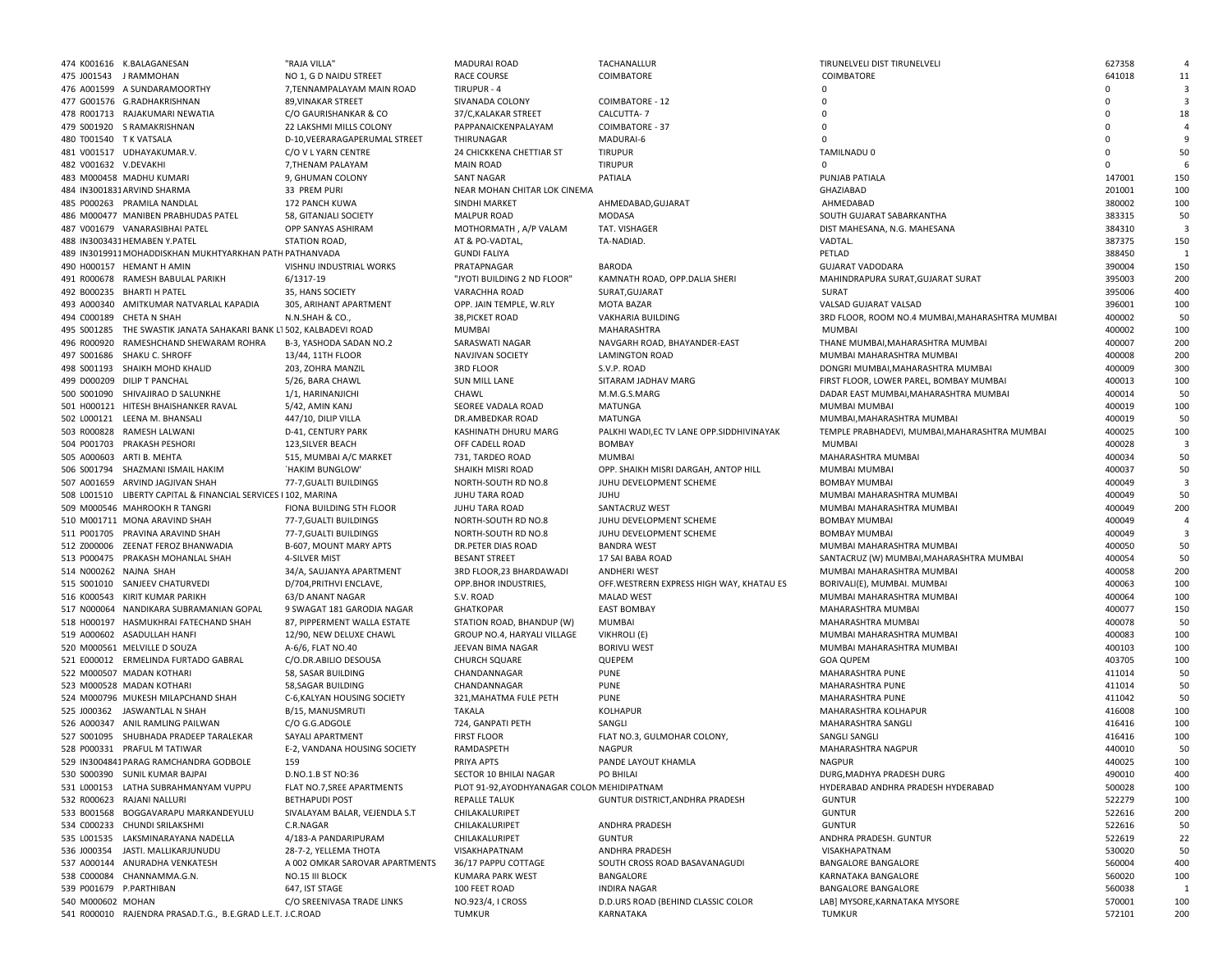| | | | | | | | | |
|---|---|---|---|---|---|---|---|---|
| 474 | K001616 | K.BALAGANESAN | "RAJA VILLA" | MADURAI ROAD | TACHANALLUR | TIRUNELVELI DIST TIRUNELVELI | 627358 | 4 |
| 475 | J001543 | J RAMMOHAN | NO 1, G D NAIDU STREET | RACE COURSE | COIMBATORE | COIMBATORE | 641018 | 11 |
| 476 | A001599 | A SUNDARAMOORTHY | 7,TENNAMPALAYAM MAIN ROAD | TIRUPUR - 4 | | 0 | 0 | 3 |
| 477 | G001576 | G.RADHAKRISHNAN | 89,VINAKAR STREET | SIVANADA COLONY | COIMBATORE - 12 | 0 | 0 | 3 |
| 478 | R001713 | RAJAKUMARI NEWATIA | C/O GAURISHANKAR & CO | 37/C,KALAKAR STREET | CALCUTTA- 7 | 0 | 0 | 18 |
| 479 | S001920 | S RAMAKRISHNAN | 22 LAKSHMI MILLS COLONY | PAPPANAICKENPALAYAM | COIMBATORE - 37 | 0 | 0 | 4 |
| 480 | T001540 | T K VATSALA | D-10,VEERARAGAPERUMAL STREET | THIRUNAGAR | MADURAI-6 | 0 | 0 | 9 |
| 481 | V001517 | UDHAYAKUMAR.V. | C/O V L YARN CENTRE | 24 CHICKKENA CHETTIAR ST | TIRUPUR | TAMILNADU 0 | 0 | 50 |
| 482 | V001632 | V.DEVAKHI | 7,THENAM PALAYAM | MAIN ROAD | TIRUPUR | 0 | 0 | 6 |
| 483 | M000458 | MADHU KUMARI | 9, GHUMAN COLONY | SANT NAGAR | PATIALA | PUNJAB PATIALA | 147001 | 150 |
| 484 | IN3001831 | ARVIND SHARMA | 33 PREM PURI | NEAR MOHAN CHITAR LOK CINEMA | | GHAZIABAD | 201001 | 100 |
| 485 | P000263 | PRAMILA NANDLAL | 172 PANCH KUWA | SINDHI MARKET | AHMEDABAD,GUJARAT | AHMEDABAD | 380002 | 100 |
| 486 | M000477 | MANIBEN PRABHUDAS PATEL | 58, GITANJALI SOCIETY | MALPUR ROAD | MODASA | SOUTH GUJARAT SABARKANTHA | 383315 | 50 |
| 487 | V001679 | VANARASIBHAI PATEL | OPP SANYAS ASHIRAM | MOTHORMATH , A/P VALAM | TAT. VISHAGER | DIST MAHESANA, N.G. MAHESANA | 384310 | 3 |
| 488 | IN3003431 | HEMABEN Y.PATEL | STATION ROAD, | AT & PO-VADTAL, | TA-NADIAD. | VADTAL. | 387375 | 150 |
| 489 | IN3019911 | MOHADDISKHAN MUKHTYARKHAN PATH | PATHANVADA | GUNDI FALIYA | | PETLAD | 388450 | 1 |
| 490 | H000157 | HEMANT H AMIN | VISHNU INDUSTRIAL WORKS | PRATAPNAGAR | BARODA | GUJARAT VADODARA | 390004 | 150 |
| 491 | R000678 | RAMESH BABULAL PARIKH | 6/1317-19 | "JYOTI BUILDING 2 ND FLOOR" | KAMNATH ROAD, OPP.DALIA SHERI | MAHINDRAPURA SURAT,GUJARAT SURAT | 395003 | 200 |
| 492 | B000235 | BHARTI H PATEL | 35, HANS SOCIETY | VARACHHA ROAD | SURAT,GUJARAT | SURAT | 395006 | 400 |
| 493 | A000340 | AMITKUMAR NATVARLAL KAPADIA | 305, ARIHANT APARTMENT | OPP. JAIN TEMPLE, W.RLY | MOTA BAZAR | VALSAD GUJARAT VALSAD | 396001 | 100 |
| 494 | C000189 | CHETA N SHAH | N.N.SHAH & CO., | 38,PICKET ROAD | VAKHARIA BUILDING | 3RD FLOOR, ROOM NO.4 MUMBAI,MAHARASHTRA MUMBAI | 400002 | 50 |
| 495 | S001285 | THE SWASTIK JANATA SAHAKARI BANK LT | 502, KALBADEVI ROAD | MUMBAI | MAHARASHTRA | MUMBAI | 400002 | 100 |
| 496 | R000920 | RAMESHCHAND SHEWARAM ROHRA | B-3, YASHODA SADAN NO.2 | SARASWATI NAGAR | NAVGARH ROAD, BHAYANDER-EAST | THANE MUMBAI,MAHARASHTRA MUMBAI | 400007 | 200 |
| 497 | S001686 | SHAKU C. SHROFF | 13/44, 11TH FLOOR | NAVJIVAN SOCIETY | LAMINGTON ROAD | MUMBAI MAHARASHTRA MUMBAI | 400008 | 200 |
| 498 | S001193 | SHAIKH MOHD KHALID | 203, ZOHRA MANZIL | 3RD FLOOR | S.V.P. ROAD | DONGRI MUMBAI,MAHARASHTRA MUMBAI | 400009 | 300 |
| 499 | D000209 | DILIP T PANCHAL | 5/26, BARA CHAWL | SUN MILL LANE | SITARAM JADHAV MARG | FIRST FLOOR, LOWER PAREL, BOMBAY MUMBAI | 400013 | 100 |
| 500 | S001090 | SHIVAJIRAO D SALUNKHE | 1/1, HARINANJICHI | CHAWL | M.M.G.S.MARG | DADAR EAST MUMBAI,MAHARASHTRA MUMBAI | 400014 | 50 |
| 501 | H000121 | HITESH BHAISHANKER RAVAL | 5/42, AMIN KANJ | SEOREE VADALA ROAD | MATUNGA | MUMBAI MUMBAI | 400019 | 100 |
| 502 | L000121 | LEENA M. BHANSALI | 447/10, DILIP VILLA | DR.AMBEDKAR ROAD | MATUNGA | MUMBAI,MAHARASHTRA MUMBAI | 400019 | 50 |
| 503 | R000828 | RAMESH LALWANI | D-41, CENTURY PARK | KASHINATH DHURU MARG | PALKHI WADI,EC TV LANE OPP.SIDDHIVINAYAK | TEMPLE PRABHADEVI, MUMBAI,MAHARASHTRA MUMBAI | 400025 | 100 |
| 504 | P001703 | PRAKASH PESHORI | 123,SILVER BEACH | OFF CADELL ROAD | BOMBAY | MUMBAI | 400028 | 3 |
| 505 | A000603 | ARTI B. MEHTA | 515, MUMBAI A/C MARKET | 731, TARDEO ROAD | MUMBAI | MAHARASHTRA MUMBAI | 400034 | 50 |
| 506 | S001794 | SHAZMANI ISMAIL HAKIM | `HAKIM BUNGLOW' | SHAIKH MISRI ROAD | OPP. SHAIKH MISRI DARGAH, ANTOP HILL | MUMBAI MUMBAI | 400037 | 50 |
| 507 | A001659 | ARVIND JAGJIVAN SHAH | 77-7,GUALTI BUILDINGS | NORTH-SOUTH RD NO.8 | JUHU DEVELOPMENT SCHEME | BOMBAY MUMBAI | 400049 | 3 |
| 508 | L001510 | LIBERTY CAPITAL & FINANCIAL SERVICES I | 102, MARINA | JUHU TARA ROAD | JUHU | MUMBAI MAHARASHTRA MUMBAI | 400049 | 50 |
| 509 | M000546 | MAHROOKH R TANGRI | FIONA BUILDING 5TH FLOOR | JUHU TARA ROAD | SANTACRUZ WEST | MUMBAI MAHARASHTRA MUMBAI | 400049 | 200 |
| 510 | M001711 | MONA ARAVIND SHAH | 77-7,GUALTI BUILDINGS | NORTH-SOUTH RD NO.8 | JUHU DEVELOPMENT SCHEME | BOMBAY MUMBAI | 400049 | 4 |
| 511 | P001705 | PRAVINA ARAVIND SHAH | 77-7,GUALTI BUILDINGS | NORTH-SOUTH RD NO.8 | JUHU DEVELOPMENT SCHEME | BOMBAY MUMBAI | 400049 | 3 |
| 512 | Z000006 | ZEENAT FEROZ BHANWADIA | B-607, MOUNT MARY APTS | DR.PETER DIAS ROAD | BANDRA WEST | MUMBAI MAHARASHTRA MUMBAI | 400050 | 50 |
| 513 | P000475 | PRAKASH MOHANLAL SHAH | 4-SILVER MIST | BESANT STREET | 17 SAI BABA ROAD | SANTACRUZ (W) MUMBAI,MAHARASHTRA MUMBAI | 400054 | 50 |
| 514 | N000262 | NAJNA SHAH | 34/A, SAUJANYA APARTMENT | 3RD FLOOR,23 BHARDAWADI | ANDHERI WEST | MUMBAI MAHARASHTRA MUMBAI | 400058 | 200 |
| 515 | S001010 | SANJEEV CHATURVEDI | D/704,PRITHVI ENCLAVE, | OPP.BHOR INDUSTRIES, | OFF.WESTRERN EXPRESS HIGH WAY, KHATAU ES | BORIVALI(E), MUMBAI. MUMBAI | 400063 | 100 |
| 516 | K000543 | KIRIT KUMAR PARIKH | 63/D ANANT NAGAR | S.V. ROAD | MALAD WEST | MUMBAI MAHARASHTRA MUMBAI | 400064 | 100 |
| 517 | N000064 | NANDIKARA SUBRAMANIAN GOPAL | 9 SWAGAT 181 GARODIA NAGAR | GHATKOPAR | EAST BOMBAY | MAHARASHTRA MUMBAI | 400077 | 150 |
| 518 | H000197 | HASMUKHRAI FATECHAND SHAH | 87, PIPPERMENT WALLA ESTATE | STATION ROAD, BHANDUP (W) | MUMBAI | MAHARASHTRA MUMBAI | 400078 | 50 |
| 519 | A000602 | ASADULLAH HANFI | 12/90, NEW DELUXE CHAWL | GROUP NO.4, HARYALI VILLAGE | VIKHROLI (E) | MUMBAI MAHARASHTRA MUMBAI | 400083 | 100 |
| 520 | M000561 | MELVILLE D SOUZA | A-6/6, FLAT NO.40 | JEEVAN BIMA NAGAR | BORIVLI WEST | MUMBAI MAHARASHTRA MUMBAI | 400103 | 100 |
| 521 | E000012 | ERMELINDA FURTADO GABRAL | C/O.DR.ABILIO DESOUSA | CHURCH SQUARE | QUEPEM | GOA QUPEM | 403705 | 100 |
| 522 | M000507 | MADAN KOTHARI | 58, SASAR BUILDING | CHANDANNAGAR | PUNE | MAHARASHTRA PUNE | 411014 | 50 |
| 523 | M000528 | MADAN KOTHARI | 58,SAGAR BUILDING | CHANDANNAGAR | PUNE | MAHARASHTRA PUNE | 411014 | 50 |
| 524 | M000796 | MUKESH MILAPCHAND SHAH | C-6,KALYAN HOUSING SOCIETY | 321,MAHATMA FULE PETH | PUNE | MAHARASHTRA PUNE | 411042 | 50 |
| 525 | J000362 | JASWANTLAL N SHAH | B/15, MANUSMRUTI | TAKALA | KOLHAPUR | MAHARASHTRA KOLHAPUR | 416008 | 100 |
| 526 | A000347 | ANIL RAMLING PAILWAN | C/O G.G.ADGOLE | 724, GANPATI PETH | SANGLI | MAHARASHTRA SANGLI | 416416 | 100 |
| 527 | S001095 | SHUBHADA PRADEEP TARALEKAR | SAYALI APARTMENT | FIRST FLOOR | FLAT NO.3, GULMOHAR COLONY, | SANGLI SANGLI | 416416 | 100 |
| 528 | P000331 | PRAFUL M TATIWAR | E-2, VANDANA HOUSING SOCIETY | RAMDASPETH | NAGPUR | MAHARASHTRA NAGPUR | 440010 | 50 |
| 529 | IN3004841 | PARAG RAMCHANDRA GODBOLE | 159 | PRIYA APTS | PANDE LAYOUT KHAMLA | NAGPUR | 440025 | 100 |
| 530 | S000390 | SUNIL KUMAR BAJPAI | D.NO.1.B ST NO:36 | SECTOR 10 BHILAI NAGAR | PO BHILAI | DURG,MADHYA PRADESH DURG | 490010 | 400 |
| 531 | L000153 | LATHA SUBRAHMANYAM VUPPU | FLAT NO.7,SREE APARTMENTS | PLOT 91-92,AYODHYANAGAR COLON | MEHIDIPATNAM | HYDERABAD ANDHRA PRADESH HYDERABAD | 500028 | 100 |
| 532 | R000623 | RAJANI NALLURI | BETHAPUDI POST | REPALLE TALUK | GUNTUR DISTRICT,ANDHRA PRADESH | GUNTUR | 522279 | 100 |
| 533 | B001568 | BOGGAVARAPU MARKANDEYULU | SIVALAYAM BALAR, VEJENDLA S.T | CHILAKALURIPET | | GUNTUR | 522616 | 200 |
| 534 | C000233 | CHUNDI SRILAKSHMI | C.R.NAGAR | CHILAKALURIPET | ANDHRA PRADESH | GUNTUR | 522616 | 50 |
| 535 | L001535 | LAKSMINARAYANA NADELLA | 4/183-A PANDARIPURAM | CHILAKALURIPET | GUNTUR | ANDHRA PRADESH. GUNTUR | 522619 | 22 |
| 536 | J000354 | JASTI. MALLIKARJUNUDU | 28-7-2, YELLEMA THOTA | VISAKHAPATNAM | ANDHRA PRADESH | VISAKHAPATNAM | 530020 | 50 |
| 537 | A000144 | ANURADHA VENKATESH | A 002 OMKAR SAROVAR APARTMENTS | 36/17 PAPPU COTTAGE | SOUTH CROSS ROAD BASAVANAGUDI | BANGALORE BANGALORE | 560004 | 400 |
| 538 | C000084 | CHANNAMMA.G.N. | NO.15 III BLOCK | KUMARA PARK WEST | BANGALORE | KARNATAKA BANGALORE | 560020 | 100 |
| 539 | P001679 | P.PARTHIBAN | 647, IST STAGE | 100 FEET ROAD | INDIRA NAGAR | BANGALORE BANGALORE | 560038 | 1 |
| 540 | M000602 | MOHAN | C/O SREENIVASA TRADE LINKS | NO.923/4, I CROSS | D.D.URS ROAD (BEHIND CLASSIC COLOR | LAB] MYSORE,KARNATAKA MYSORE | 570001 | 100 |
| 541 | R000010 | RAJENDRA PRASAD.T.G., B.E.GRAD L.E.T. | J.C.ROAD | TUMKUR | KARNATAKA | TUMKUR | 572101 | 200 |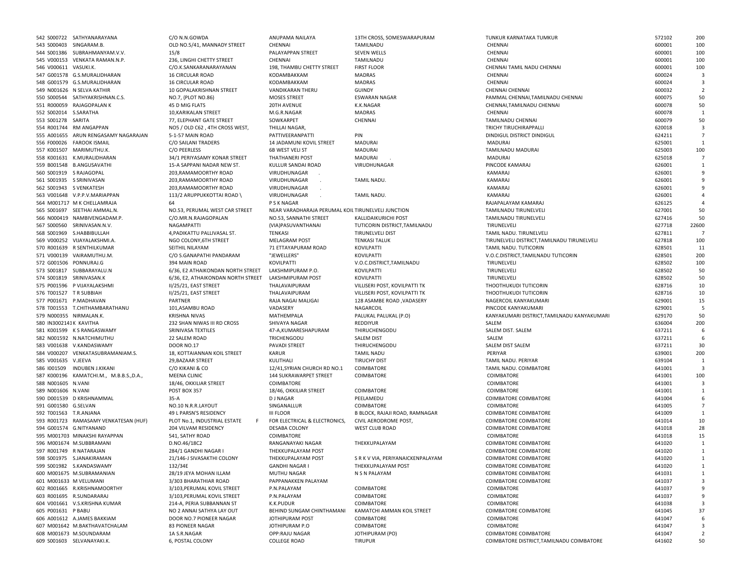| | | | | | | | | |
|---|---|---|---|---|---|---|---|---|
| 542 | S000722 | SATHYANARAYANA | C/O N.N.GOWDA | ANUPAMA NAILAYA | 13TH CROSS, SOMESWARAPURAM | TUNKUR KARNATAKA TUMKUR | 572102 | 200 |
| 543 | S000403 | SINGARAM.B. | OLD NO.5/41, MANNADY STREET | CHENNAI | TAMILNADU | CHENNAI | 600001 | 100 |
| 544 | S001386 | SUBRAHMANYAM.V.V. | 15/8 | PALAYAPPAN STREET | SEVEN WELLS | CHENNAI | 600001 | 100 |
| 545 | V000153 | VENKATA RAMAN.N.P. | 236, LINGHI CHETTY STREET | CHENNAI | TAMILNADU | CHENNAI | 600001 | 100 |
| 546 | V000611 | VASUKI.K. | C/O.K.SANKARANARAYANAN | 198, THAMBU CHETTY STREET | FIRST FLOOR | CHENNAI TAMIL NADU CHENNAI | 600001 | 100 |
| 547 | G001578 | G.S.MURALIDHARAN | 16 CIRCULAR ROAD | KODAMBAKKAM | MADRAS | CHENNAI | 600024 | 3 |
| 548 | G001579 | G.S.MURALIDHARAN | 16 CIRCULAR ROAD | KODAMBAKKAM | MADRAS | CHENNAI | 600024 | 3 |
| 549 | N001626 | N SELVA KATHIR | 10 GOPALAKRISHNAN STREET | VANDIKARAN THERU | GUINDY | CHENNAI CHENNAI | 600032 | 2 |
| 550 | S000544 | SATHYAKRISHNAN.C.S. | NO.7, (PLOT NO.86) | MOSES STREET | ESWARAN NAGAR | PAMMAL CHENNAI,TAMILNADU CHENNAI | 600075 | 50 |
| 551 | R000059 | RAJAGOPALAN K | 45 D MIG FLATS | 20TH AVENUE | K.K.NAGAR | CHENNAI,TAMILNADU CHENNAI | 600078 | 50 |
| 552 | S002014 | S.SARATHA | 10,KARIKALAN STREET | M.G.R.NAGAR | MADRAS | CHENNAI | 600078 | 1 |
| 553 | S001278 | SARITA | 77, ELEPHANT GATE STREET | SOWKARPET | CHENNAI | TAMILNADU CHENNAI | 600079 | 50 |
| 554 | R001744 | RM ANGAPPAN | NO5 / OLD C62 , 4TH CROSS WEST, | THILLAI NAGAR, | | TRICHY TIRUCHIRAPPALLI | 620018 | 3 |
| 555 | A001655 | ARUN RENGASAMY NAGARAJAN | 5-1-57 MAIN ROAD | PATTIVEERANPATTI | PIN | DINDIGUL DISTRICT DINDIGUL | 624211 | 7 |
| 556 | F000026 | FAROOK ISMAIL | C/O SAILANI TRADERS | 14 JADAMUNI KOVIL STREET | MADURAI | MADURAI | 625001 | 1 |
| 557 | K001507 | MARIMUTHU.K. | C/O PEERLESS | 6B WEST VELI ST | MADURAI | TAMILNADU MADURAI | 625003 | 100 |
| 558 | K001631 | K.MURALIDHARAN | 34/1 PERIYASAMY KONAR STREET | THATHANERI POST | MADURAI . | MADURAI | 625018 | 7 |
| 559 | B001548 | B.ANGUSAVATHI | 15-A SAPPANI NADAR NEW ST. | KULLUR SANDAI ROAD | VIRUDHUNAGAR | PINCODE KAMARAJ | 626001 | 1 |
| 560 | S001919 | S RAJAGOPAL | 203,RAMAMOORTHY ROAD | VIRUDHUNAGAR . | | KAMARAJ | 626001 | 9 |
| 561 | S001935 | S SRINIVASAN | 203,RAMAMOORTHY ROAD | VIRUDHUNAGAR . | TAMIL NADU. | KAMARAJ | 626001 | 9 |
| 562 | S001943 | S VENKATESH | 203,RAMAMOORTHY ROAD | VIRUDHUNAGAR . | | KAMARAJ | 626001 | 9 |
| 563 | V001648 | V.P.P.V.MARIAPPAN | 113/2 ARUPPUKKOTTAI ROAD \ | VIRUDHUNAGAR . | TAMIL NADU. | KAMARAJ | 626001 | 4 |
| 564 | M001717 | M K CHELLAMRAJA | 64 | P S K NAGAR | | RAJAPALAYAM KAMARAJ | 626125 | 4 |
| 565 | S001697 | SEETHAI AMMAL.N. | NO.53, PERUMAL WEST CAR STREET | NEAR VARADHARAJA PERUMAL KOIL | TIRUNELVELI JUNCTION | TAMILNADU TIRUNELVELI | 627001 | 50 |
| 566 | N000419 | NAMBIVENGADAM.P. | C/O.MR.N.RAJAGOPALAN | NO.53, SANNATHI STREET | KALLIDAIKURICHI POST | TAMILNADU TIRUNELVELI | 627416 | 50 |
| 567 | S000560 | SRINIVASAN.N.V. | NAGAMPATTI | (VIA)PASUVANTHANAI | TUTICORIN DISTRICT,TAMILNADU | TIRUNELVELI | 627718 | 22600 |
| 568 | S001969 | S.HABBIBULLAH | 4,PADIKATTU PALLIVASAL ST. | TENKASI | TIRUNELVELI DIST | TAMIL NADU. TIRUNELVELI | 627811 | 7 |
| 569 | V000252 | VIJAYALAKSHMI.A. | NGO COLONY,6TH STREET | MELAGRAM POST | TENKASI TALUK | TIRUNELVELI DISTRICT,TAMILNADU TIRUNELVELI | 627818 | 100 |
| 570 | R001639 | R SENTHILKUMAR | SEITHIL NILAYAM | 71 ETTAYAPURAM ROAD | KOVILPATTI | TAMIL NADU. TUTICORIN | 628501 | 11 |
| 571 | V000139 | VAIRAMUTHU.M. | C/O S.GANAPATHI PANDARAM | "JEWELLERS" | KOVILPATTI | V.O.C.DISTRICT,TAMILNADU TUTICORIN | 628501 | 200 |
| 572 | G001506 | PONNURAJ.G | 394 MAIN ROAD | KOVILPATTI | V.O.C.DISTRICT,TAMILNADU | TIRUNELVELI | 628502 | 100 |
| 573 | S001817 | SUBBARAYALU.N | 6/36, E2 ATHAIKONDAN NORTH STREET | LAKSHMIPURAM P.O. | KOVILPATTI | TIRUNELVELI | 628502 | 50 |
| 574 | S001819 | SRINIVASAN.K | 6/36, E2, ATHAIKONDAN NORTH STREET | LAKSHMIPURAM POST | KOVILPATTI | TIRUNELVELI | 628502 | 50 |
| 575 | P001596 | P VIJAYALAKSHMI | II/25/21, EAST STREET | THALAVAIPURAM | VILLISERI POST, KOVILPATTI TK | THOOTHUKUDI TUTICORIN | 628716 | 10 |
| 576 | T001527 | T R SUBBIAH | II/25/21, EAST STREET | THALAVAIPURAM | VILLISERI POST, KOVILPATTI TK | THOOTHUKUDI TUTICORIN | 628716 | 10 |
| 577 | P001671 | P.MADHAVAN | PARTNER | RAJA NAGAI MALIGAI | 128 ASAMBE ROAD ,VADASERY | NAGERCOIL KANYAKUMARI | 629001 | 15 |
| 578 | T001553 | T.CHITHAMBARATHANU | 101,ASAMBU ROAD | VADASERY | NAGARCOIL | PINCODE KANYAKUMARI | 629001 | 5 |
| 579 | N000355 | NIRMALAN.K. | KRISHNA NIVAS | MATHEMPALA | PALUKAL PALUKAL (P.O) | KANYAKUMARI DISTRICT,TAMILNADU KANYAKUMARI | 629170 | 50 |
| 580 | IN3002141K | KAVITHA | 232 SHAN NIWAS III RD CROSS | SHIVAYA NAGAR | REDDIYUR | SALEM | 636004 | 200 |
| 581 | K001599 | K S RANGASWAMY | SRINIVASA TEXTILES | 47-A,KUMARESHAPURAM | THIRUCHENGODU | SALEM DIST. SALEM | 637211 | 6 |
| 582 | N001592 | N.NATCHIMUTHU | 22 SALEM ROAD | TRICHENGODU | SALEM DIST | SALEM | 637211 | 6 |
| 583 | V001638 | V.KANDASWAMY | DOOR NO.17 | PAVADI STREET | THIRUCHENGODU | SALEM DIST SALEM | 637211 | 30 |
| 584 | V000207 | VENKATASUBRAMANIAM.S. | 18, KOTTAIANNAN KOIL STREET | KARUR | TAMIL NADU | PERIYAR | 639001 | 200 |
| 585 | V001635 | V.JEEVA | 29,BAZAAR STREET | KULITHALI | TIRUCHY DIST | TAMIL NADU. PERIYAR | 639104 | 1 |
| 586 | I001509 | INDUBEN J.KIKANI | C/O KIKANI & CO | 12/41,SYRIAN CHURCH RD NO.1 | COIMBATORE | TAMIL NADU. COIMBATORE | 641001 | 3 |
| 587 | K000196 | KAMATCHI.M., M.B.B.S.,D.A., | MEENA CLINIC | 144 SUKRAWARPET STREET | COIMBATORE | COIMBATORE | 641001 | 100 |
| 588 | N001605 | N.VANI | 18/46, OKKILIAR STREET | COIMBATORE | | COIMBATORE | 641001 | 3 |
| 589 | N001606 | N.VANI | POST BOX 357 | 18/46, OKKILIAR STREET | COIMBATORE | COIMBATORE | 641001 | 1 |
| 590 | D001539 | D KRISHNAMMAL | 35-A | D J NAGAR | PEELAMEDU | COIMBATORE COIMBATORE | 641004 | 6 |
| 591 | G001580 | G.SELVAN | NO.10 N.R.R.LAYOUT | SINGANALLUR | COIMBATORE | COIMBATORE | 641005 | 7 |
| 592 | T001563 | T.R.ANJANA | 49 L PARSN'S RESIDENCY | III FLOOR | B BLOCK, RAJAJI ROAD, RAMNAGAR | COIMBATORE COIMBATORE | 641009 | 1 |
| 593 | R001723 | RAMASAMY VENKATESAN (HUF) | PLOT No.1, INDUSTRIAL ESTATE F | FOR ELECTRICAL & ELECTRONICS, | CIVIL AERODROME POST, | COIMBATORE COIMBATORE | 641014 | 10 |
| 594 | G001574 | G.NITYANAND | 204 VILVAM RESIDENCY | DESABA COLONY | WEST CLUB ROAD | COIMBATORE COIMBATORE | 641018 | 28 |
| 595 | M001703 | MINAKSHI RAYAPPAN | 541, SATHY ROAD | COIMBATORE | | COIMBATORE | 641018 | 15 |
| 596 | M001674 | M.SUBBRAMANI | D.NO.46/18C2 | RANGANAYAKI NAGAR | THEKKUPALAYAM | COIMBATORE COIMBATORE | 641020 | 1 |
| 597 | R001749 | R NATARAJAN | 284/1 GANDHI NAGAR I | THEKKUPALAYAM POST | | COIMBATORE COIMBATORE | 641020 | 1 |
| 598 | S001975 | S.JANAKIRAMAN | 21/146-J SIVASAKTHI COLONY | THEKKUPALAYAM POST | S R K V VIA, PERIYANAICKENPALAYAM | COIMBATORE COIMBATORE | 641020 | 1 |
| 599 | S001982 | S.KANDASWAMY | 132/34E | GANDHI NAGAR I | THEKKUPALAYAM POST | COIMBATORE COIMBATORE | 641020 | 1 |
| 600 | M001675 | M.SUBRAMANIAN | 28/19 JEYA MOHAN ILLAM | MUTHU NAGAR | N S N PALAYAM | COIMBATORE COIMBATORE | 641031 | 1 |
| 601 | M001633 | M VELUMANI | 3/303 BHARATHIAR ROAD | PAPPANAKKEN PALAYAM | | COIMBATORE COIMBATORE | 641037 | 3 |
| 602 | R001665 | R.KRISHNAMOORTHY | 3/103,PERUMAL KOVIL STREET | P.N.PALAYAM | COIMBATORE | COIMBATORE | 641037 | 9 |
| 603 | R001695 | R.SUNDARARAJ | 3/103,PERUMAL KOVIL STREET | P.N.PALAYAM | COIMBATORE | COIMBATORE | 641037 | 9 |
| 604 | V001661 | V.S.KRISHNA KUMAR | 214-A, PERIA SUBBANNAN ST | K.K.PUDUR | COIMBATORE | COIMBATORE | 641038 | 3 |
| 605 | P001631 | P BABU | NO 2 ANNAI SATHYA LAY OUT | BEHIND SUNGAM CHINTHAMANI | KAMATCHI AMMAN KOIL STREET | COIMBATORE COIMBATORE | 641045 | 37 |
| 606 | A001612 | A.JAMES BAKKIAM | DOOR NO.7 PIONEER NAGAR | JOTHIPURAM POST | COIMBATORE | COIMBATORE | 641047 | 6 |
| 607 | M001642 | M.BAKTHAVATCHALAM | 83 PIONEER NAGAR | JOTHIPURAM P.O | COIMBATORE | COIMBATORE | 641047 | 3 |
| 608 | M001673 | M.SOUNDARAM | 1A S.R.NAGAR | OPP:RAJU NAGAR | JOTHIPURAM (PO) | COIMBATORE COIMBATORE | 641047 | 2 |
| 609 | S001603 | SELVANAYAKI.K. | 6, POSTAL COLONY | COLLEGE ROAD | TIRUPUR | COIMBATORE DISTRICT,TAMILNADU COIMBATORE | 641602 | 50 |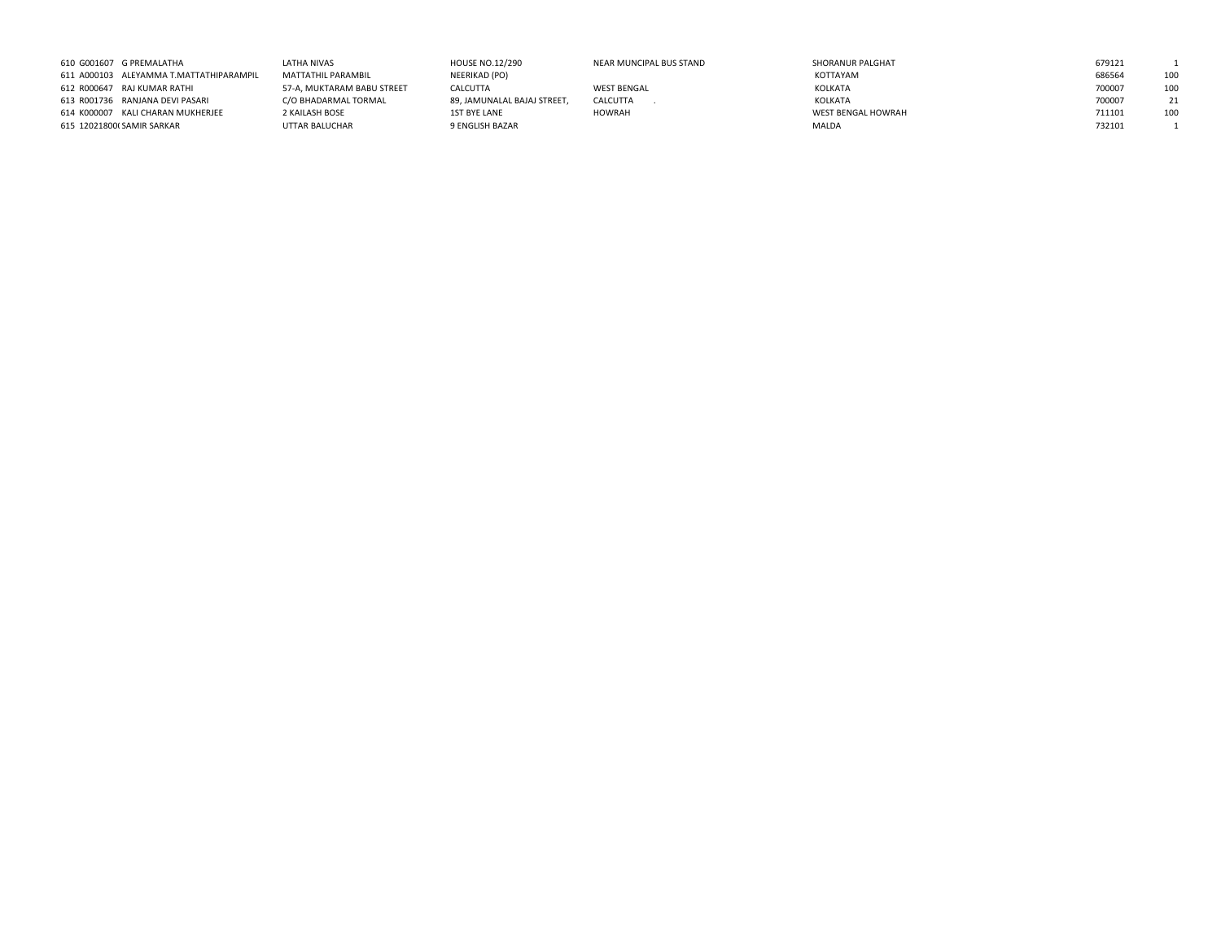| | | | | | | | | |
|---|---|---|---|---|---|---|---|---|
| 610 | G001607 | G PREMALATHA | LATHA NIVAS | HOUSE NO.12/290 | NEAR MUNCIPAL BUS STAND | SHORANUR PALGHAT | 679121 | 1 |
| 611 | A000103 | ALEYAMMA T.MATTATHIPARAMPIL | MATTATHIL PARAMBIL | NEERIKAD (PO) | | KOTTAYAM | 686564 | 100 |
| 612 | R000647 | RAJ KUMAR RATHI | 57-A, MUKTARAM BABU STREET | CALCUTTA | WEST BENGAL | KOLKATA | 700007 | 100 |
| 613 | R001736 | RANJANA DEVI PASARI | C/O BHADARMAL TORMAL | 89, JAMUNALAL BAJAJ STREET, | CALCUTTA . | KOLKATA | 700007 | 21 |
| 614 | K000007 | KALI CHARAN MUKHERJEE | 2 KAILASH BOSE | 1ST BYE LANE | HOWRAH | WEST BENGAL HOWRAH | 711101 | 100 |
| 615 | 12021800( | SAMIR SARKAR | UTTAR BALUCHAR | 9 ENGLISH BAZAR | | MALDA | 732101 | 1 |